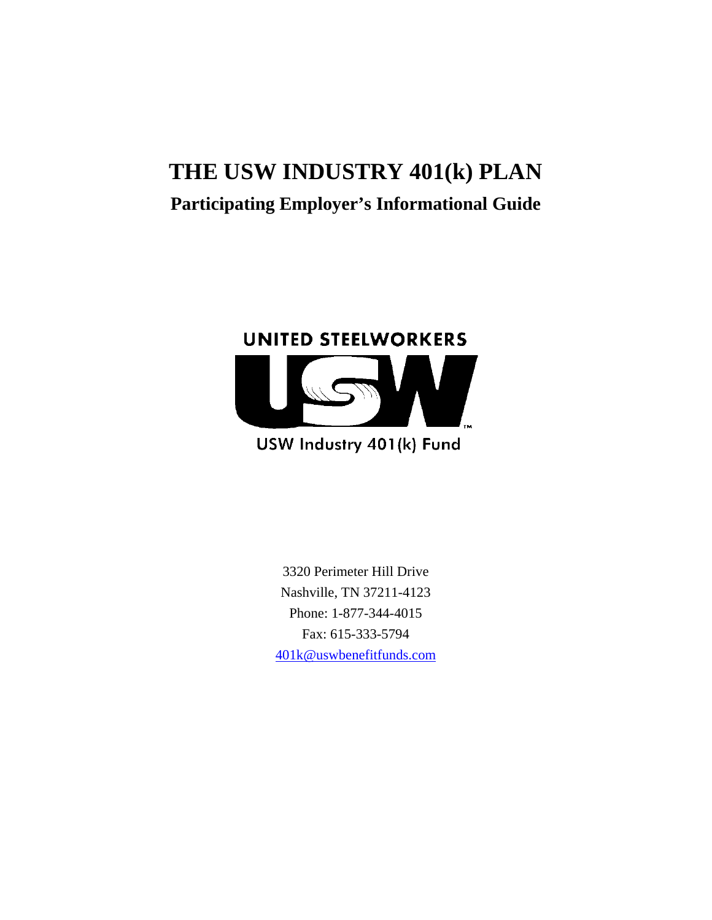# THE USW INDUSTRY 401(k) PLAN

## Participating Employer's Informational Guide

UNITED STEELWORKERS

USW

USW Industry 401(k) Fund

3320 Perimeter Hill Drive
Nashville, TN 37211-4123
Phone: 1-877-344-4015
Fax: 615-333-5794
401k@uswbenefitfunds.com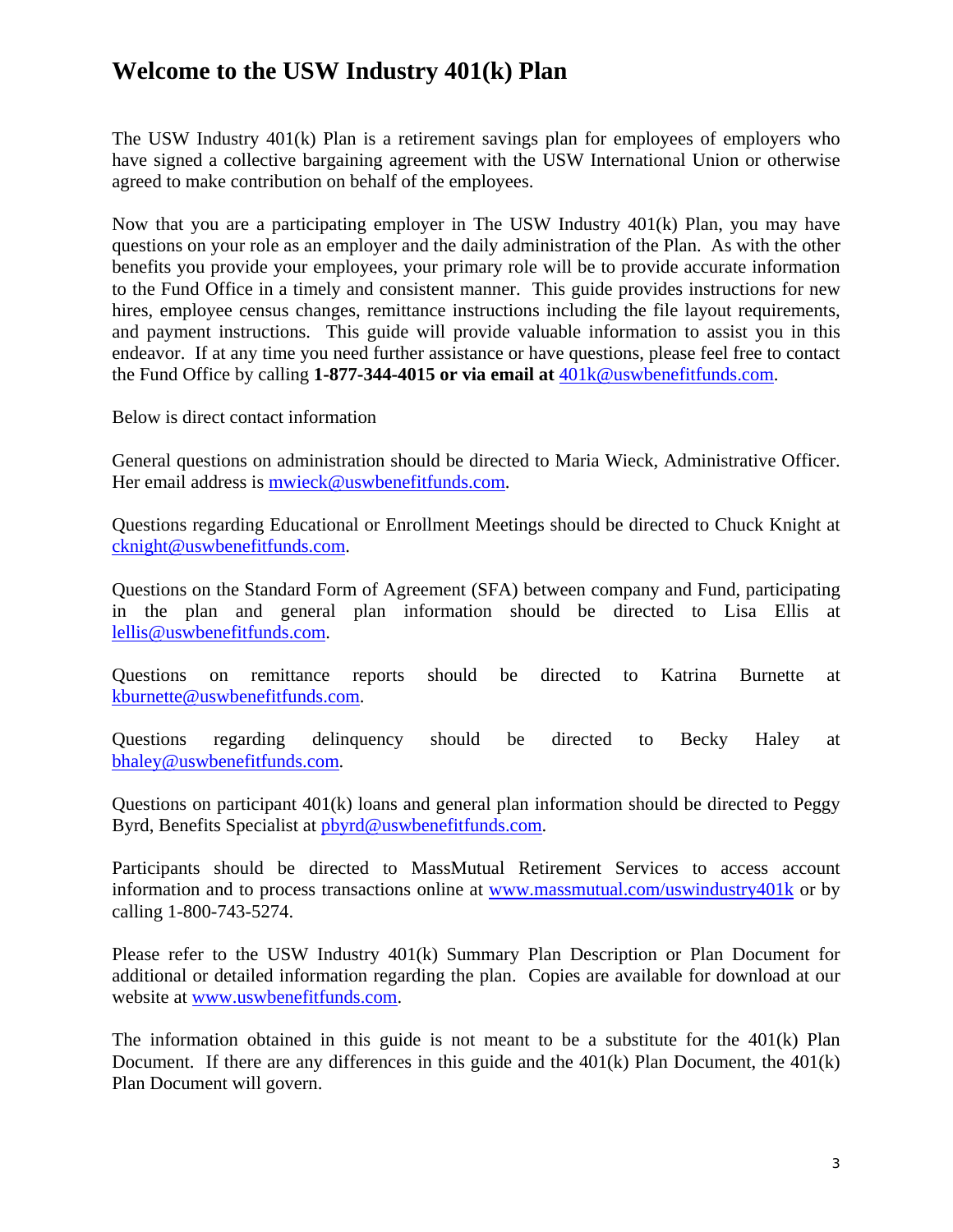# Welcome to the USW Industry 401(k) Plan

The USW Industry 401(k) Plan is a retirement savings plan for employees of employers who have signed a collective bargaining agreement with the USW International Union or otherwise agreed to make contribution on behalf of the employees.

Now that you are a participating employer in The USW Industry 401(k) Plan, you may have questions on your role as an employer and the daily administration of the Plan. As with the other benefits you provide your employees, your primary role will be to provide accurate information to the Fund Office in a timely and consistent manner. This guide provides instructions for new hires, employee census changes, remittance instructions including the file layout requirements, and payment instructions. This guide will provide valuable information to assist you in this endeavor. If at any time you need further assistance or have questions, please feel free to contact the Fund Office by calling **1-877-344-4015 or via email at** 401k@uswbenefitfunds.com.

Below is direct contact information

General questions on administration should be directed to Maria Wieck, Administrative Officer. Her email address is mwieck@uswbenefitfunds.com.

Questions regarding Educational or Enrollment Meetings should be directed to Chuck Knight at cknight@uswbenefitfunds.com.

Questions on the Standard Form of Agreement (SFA) between company and Fund, participating in the plan and general plan information should be directed to Lisa Ellis at lellis@uswbenefitfunds.com.

Questions on remittance reports should be directed to Katrina Burnette at kburnette@uswbenefitfunds.com.

Questions regarding delinquency should be directed to Becky Haley at bhaley@uswbenefitfunds.com.

Questions on participant 401(k) loans and general plan information should be directed to Peggy Byrd, Benefits Specialist at pbyrd@uswbenefitfunds.com.

Participants should be directed to MassMutual Retirement Services to access account information and to process transactions online at www.massmutual.com/uswindustry401k or by calling 1-800-743-5274.

Please refer to the USW Industry 401(k) Summary Plan Description or Plan Document for additional or detailed information regarding the plan. Copies are available for download at our website at www.uswbenefitfunds.com.

The information obtained in this guide is not meant to be a substitute for the 401(k) Plan Document. If there are any differences in this guide and the 401(k) Plan Document, the 401(k) Plan Document will govern.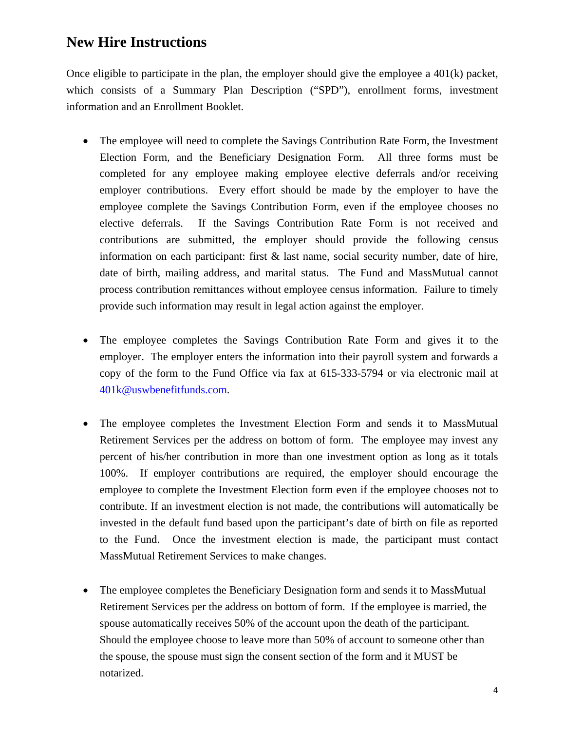## New Hire Instructions

Once eligible to participate in the plan, the employer should give the employee a 401(k) packet, which consists of a Summary Plan Description ("SPD"), enrollment forms, investment information and an Enrollment Booklet.

- The employee will need to complete the Savings Contribution Rate Form, the Investment Election Form, and the Beneficiary Designation Form. All three forms must be completed for any employee making employee elective deferrals and/or receiving employer contributions. Every effort should be made by the employer to have the employee complete the Savings Contribution Form, even if the employee chooses no elective deferrals. If the Savings Contribution Rate Form is not received and contributions are submitted, the employer should provide the following census information on each participant: first & last name, social security number, date of hire, date of birth, mailing address, and marital status. The Fund and MassMutual cannot process contribution remittances without employee census information. Failure to timely provide such information may result in legal action against the employer.

- The employee completes the Savings Contribution Rate Form and gives it to the employer. The employer enters the information into their payroll system and forwards a copy of the form to the Fund Office via fax at 615-333-5794 or via electronic mail at 401k@uswbenefitfunds.com.

- The employee completes the Investment Election Form and sends it to MassMutual Retirement Services per the address on bottom of form. The employee may invest any percent of his/her contribution in more than one investment option as long as it totals 100%. If employer contributions are required, the employer should encourage the employee to complete the Investment Election form even if the employee chooses not to contribute. If an investment election is not made, the contributions will automatically be invested in the default fund based upon the participant's date of birth on file as reported to the Fund. Once the investment election is made, the participant must contact MassMutual Retirement Services to make changes.

- The employee completes the Beneficiary Designation form and sends it to MassMutual Retirement Services per the address on bottom of form. If the employee is married, the spouse automatically receives 50% of the account upon the death of the participant. Should the employee choose to leave more than 50% of account to someone other than the spouse, the spouse must sign the consent section of the form and it MUST be notarized.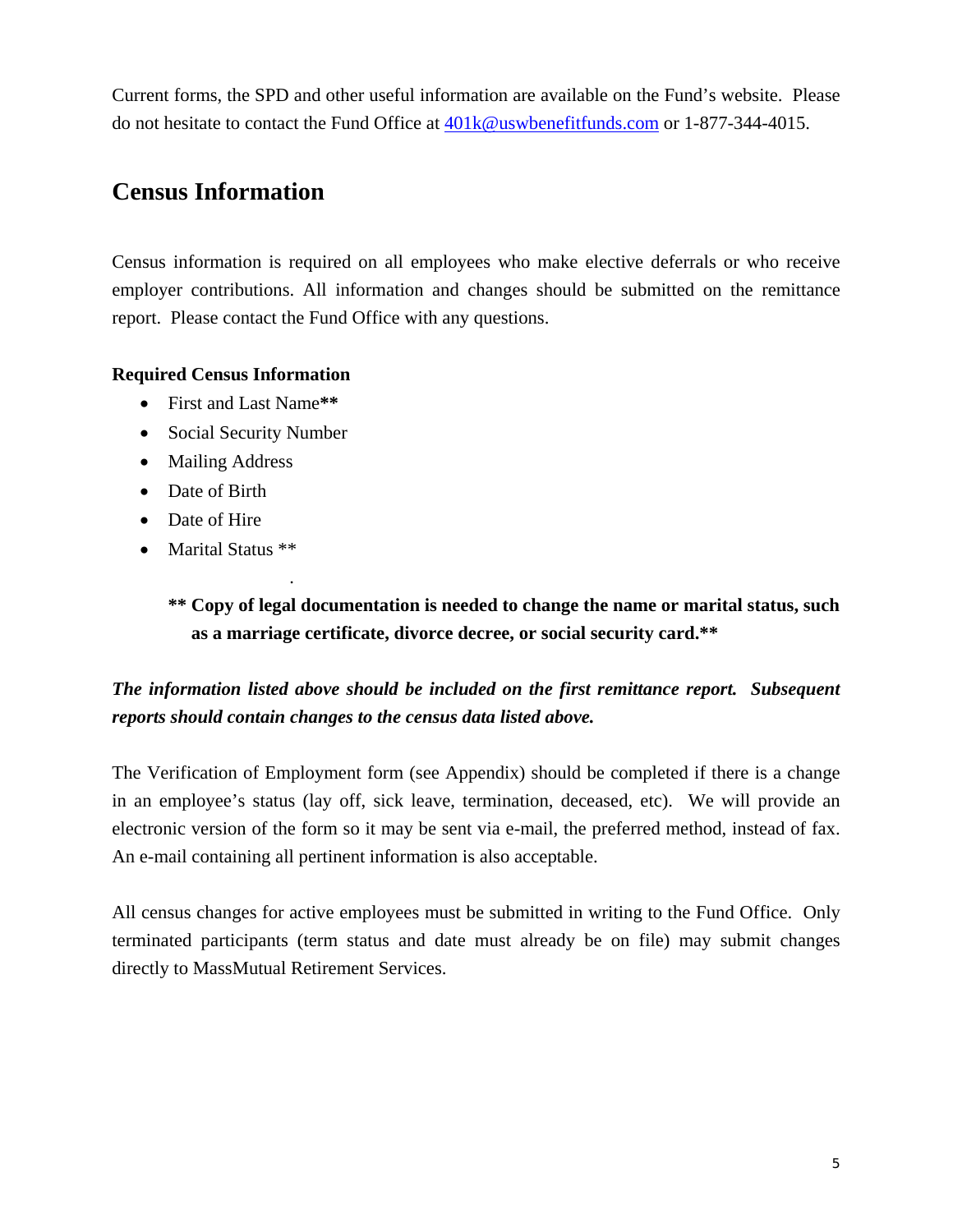Current forms, the SPD and other useful information are available on the Fund's website. Please do not hesitate to contact the Fund Office at [401k@uswbenefitfunds.com](mailto:401k@uswbenefitfunds.com) or 1-877-344-4015.

## Census Information

Census information is required on all employees who make elective deferrals or who receive employer contributions. All information and changes should be submitted on the remittance report. Please contact the Fund Office with any questions.

**Required Census Information**

- First and Last Name**
- Social Security Number
- Mailing Address
- Date of Birth
- Date of Hire
- Marital Status **

**** Copy of legal documentation is needed to change the name or marital status, such as a marriage certificate, divorce decree, or social security card.****

***The information listed above should be included on the first remittance report. Subsequent reports should contain changes to the census data listed above.***

The Verification of Employment form (see Appendix) should be completed if there is a change in an employee's status (lay off, sick leave, termination, deceased, etc). We will provide an electronic version of the form so it may be sent via e-mail, the preferred method, instead of fax. An e-mail containing all pertinent information is also acceptable.

All census changes for active employees must be submitted in writing to the Fund Office. Only terminated participants (term status and date must already be on file) may submit changes directly to MassMutual Retirement Services.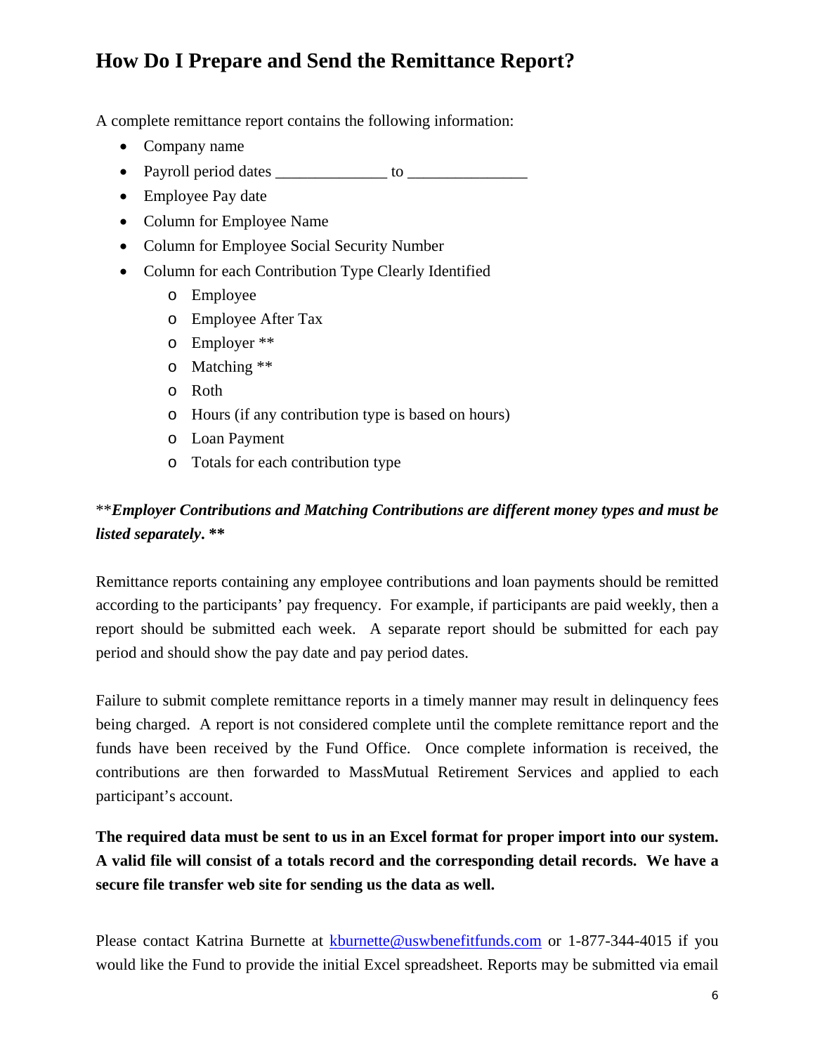## How Do I Prepare and Send the Remittance Report?

A complete remittance report contains the following information:

- Company name
- Payroll period dates ______________ to _______________
- Employee Pay date
- Column for Employee Name
- Column for Employee Social Security Number
- Column for each Contribution Type Clearly Identified
  - Employee
  - Employee After Tax
  - Employer **
  - Matching **
  - Roth
  - Hours (if any contribution type is based on hours)
  - Loan Payment
  - Totals for each contribution type

*****Employer Contributions and Matching Contributions are different money types and must be listed separately*. ****

Remittance reports containing any employee contributions and loan payments should be remitted according to the participants' pay frequency. For example, if participants are paid weekly, then a report should be submitted each week. A separate report should be submitted for each pay period and should show the pay date and pay period dates.

Failure to submit complete remittance reports in a timely manner may result in delinquency fees being charged. A report is not considered complete until the complete remittance report and the funds have been received by the Fund Office. Once complete information is received, the contributions are then forwarded to MassMutual Retirement Services and applied to each participant's account.

**The required data must be sent to us in an Excel format for proper import into our system. A valid file will consist of a totals record and the corresponding detail records. We have a secure file transfer web site for sending us the data as well.**

Please contact Katrina Burnette at kburnette@uswbenefitfunds.com or 1-877-344-4015 if you would like the Fund to provide the initial Excel spreadsheet. Reports may be submitted via email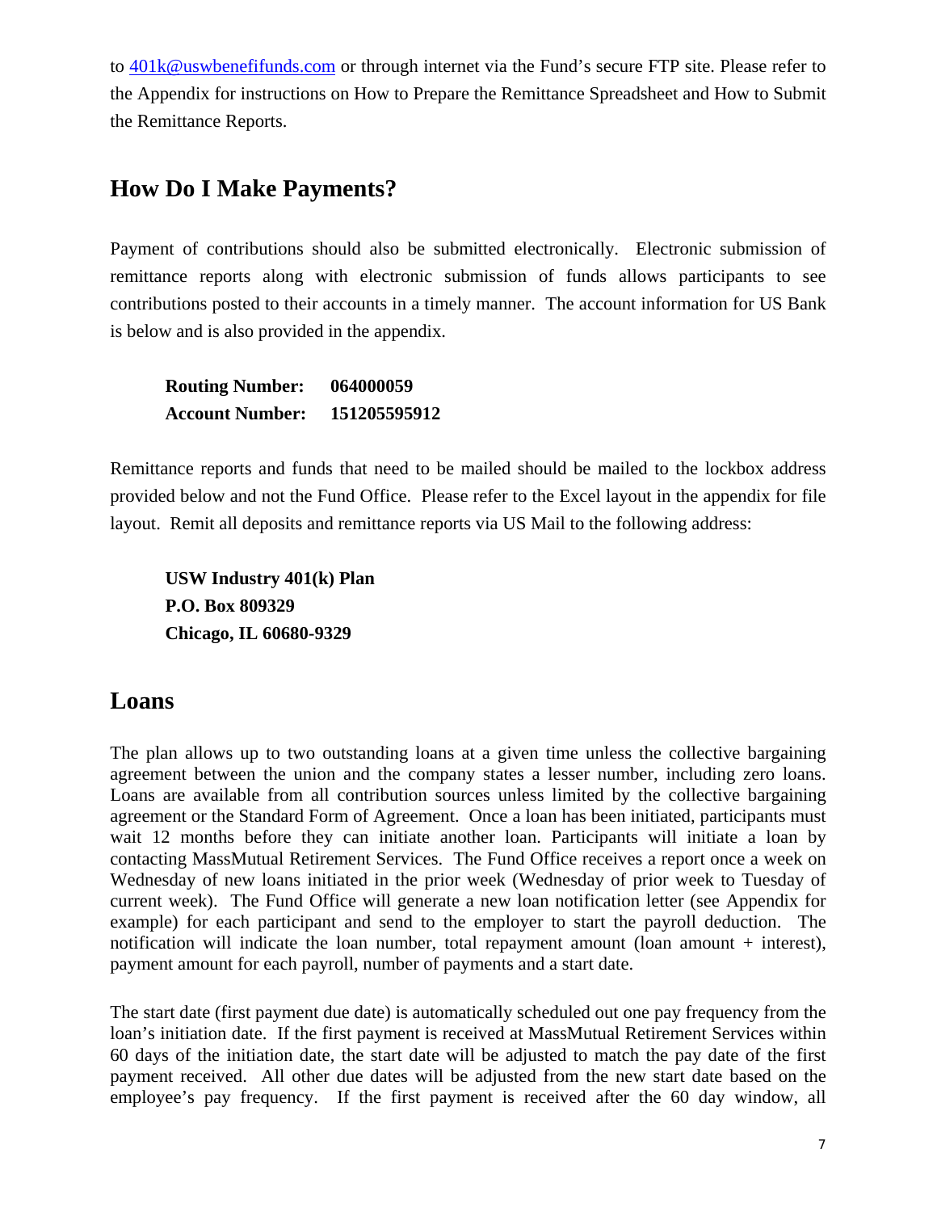to 401k@uswbenefifunds.com or through internet via the Fund's secure FTP site. Please refer to the Appendix for instructions on How to Prepare the Remittance Spreadsheet and How to Submit the Remittance Reports.

## How Do I Make Payments?

Payment of contributions should also be submitted electronically. Electronic submission of remittance reports along with electronic submission of funds allows participants to see contributions posted to their accounts in a timely manner. The account information for US Bank is below and is also provided in the appendix.

**Routing Number: 064000059**
**Account Number: 151205595912**

Remittance reports and funds that need to be mailed should be mailed to the lockbox address provided below and not the Fund Office. Please refer to the Excel layout in the appendix for file layout. Remit all deposits and remittance reports via US Mail to the following address:

**USW Industry 401(k) Plan**
**P.O. Box 809329**
**Chicago, IL 60680-9329**

## Loans

The plan allows up to two outstanding loans at a given time unless the collective bargaining agreement between the union and the company states a lesser number, including zero loans. Loans are available from all contribution sources unless limited by the collective bargaining agreement or the Standard Form of Agreement. Once a loan has been initiated, participants must wait 12 months before they can initiate another loan. Participants will initiate a loan by contacting MassMutual Retirement Services. The Fund Office receives a report once a week on Wednesday of new loans initiated in the prior week (Wednesday of prior week to Tuesday of current week). The Fund Office will generate a new loan notification letter (see Appendix for example) for each participant and send to the employer to start the payroll deduction. The notification will indicate the loan number, total repayment amount (loan amount + interest), payment amount for each payroll, number of payments and a start date.

The start date (first payment due date) is automatically scheduled out one pay frequency from the loan's initiation date. If the first payment is received at MassMutual Retirement Services within 60 days of the initiation date, the start date will be adjusted to match the pay date of the first payment received. All other due dates will be adjusted from the new start date based on the employee's pay frequency. If the first payment is received after the 60 day window, all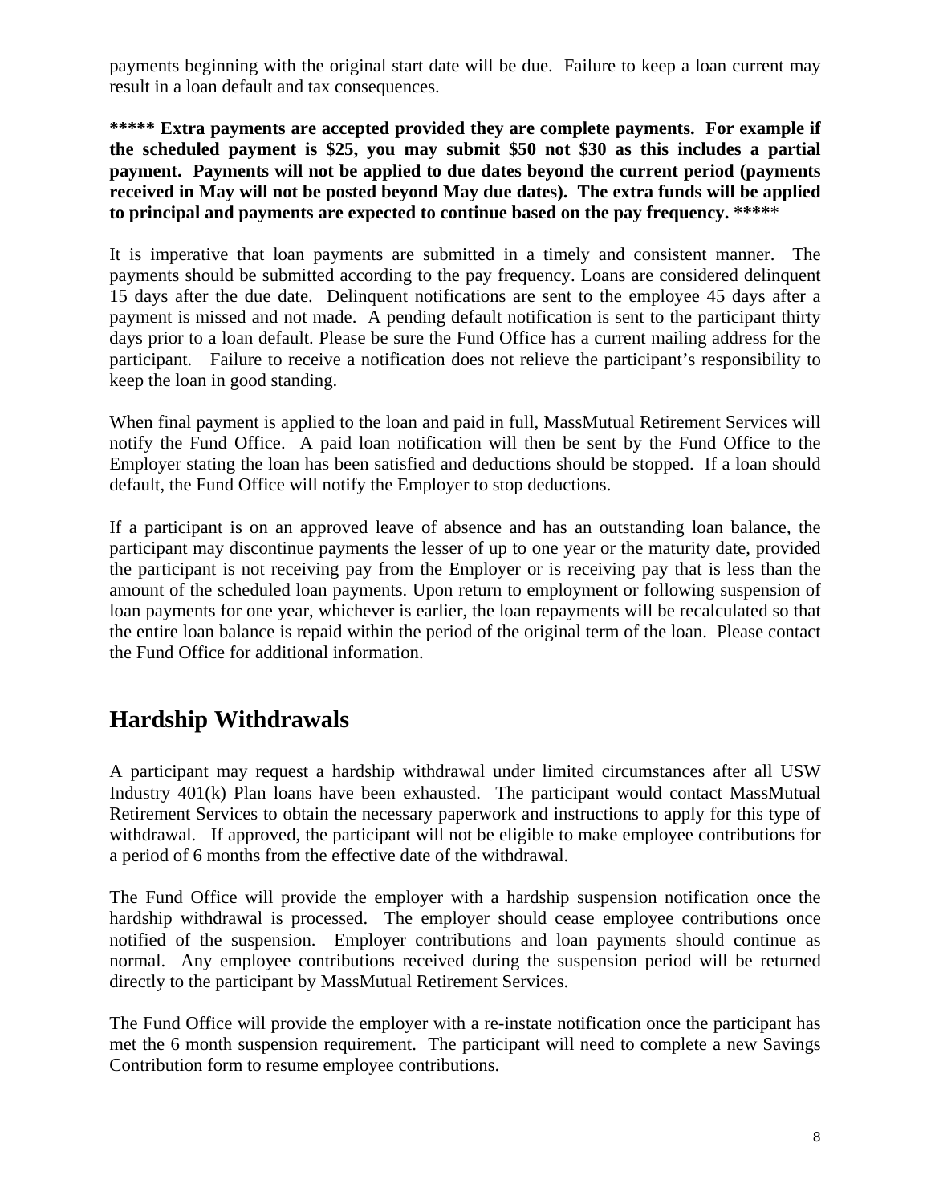payments beginning with the original start date will be due. Failure to keep a loan current may result in a loan default and tax consequences.

**\*\*\*\*\* Extra payments are accepted provided they are complete payments. For example if the scheduled payment is $25, you may submit $50 not $30 as this includes a partial payment. Payments will not be applied to due dates beyond the current period (payments received in May will not be posted beyond May due dates). The extra funds will be applied to principal and payments are expected to continue based on the pay frequency. \*\*\*\*\***

It is imperative that loan payments are submitted in a timely and consistent manner. The payments should be submitted according to the pay frequency. Loans are considered delinquent 15 days after the due date. Delinquent notifications are sent to the employee 45 days after a payment is missed and not made. A pending default notification is sent to the participant thirty days prior to a loan default. Please be sure the Fund Office has a current mailing address for the participant. Failure to receive a notification does not relieve the participant's responsibility to keep the loan in good standing.

When final payment is applied to the loan and paid in full, MassMutual Retirement Services will notify the Fund Office. A paid loan notification will then be sent by the Fund Office to the Employer stating the loan has been satisfied and deductions should be stopped. If a loan should default, the Fund Office will notify the Employer to stop deductions.

If a participant is on an approved leave of absence and has an outstanding loan balance, the participant may discontinue payments the lesser of up to one year or the maturity date, provided the participant is not receiving pay from the Employer or is receiving pay that is less than the amount of the scheduled loan payments. Upon return to employment or following suspension of loan payments for one year, whichever is earlier, the loan repayments will be recalculated so that the entire loan balance is repaid within the period of the original term of the loan. Please contact the Fund Office for additional information.

## Hardship Withdrawals

A participant may request a hardship withdrawal under limited circumstances after all USW Industry 401(k) Plan loans have been exhausted. The participant would contact MassMutual Retirement Services to obtain the necessary paperwork and instructions to apply for this type of withdrawal. If approved, the participant will not be eligible to make employee contributions for a period of 6 months from the effective date of the withdrawal.

The Fund Office will provide the employer with a hardship suspension notification once the hardship withdrawal is processed. The employer should cease employee contributions once notified of the suspension. Employer contributions and loan payments should continue as normal. Any employee contributions received during the suspension period will be returned directly to the participant by MassMutual Retirement Services.

The Fund Office will provide the employer with a re-instate notification once the participant has met the 6 month suspension requirement. The participant will need to complete a new Savings Contribution form to resume employee contributions.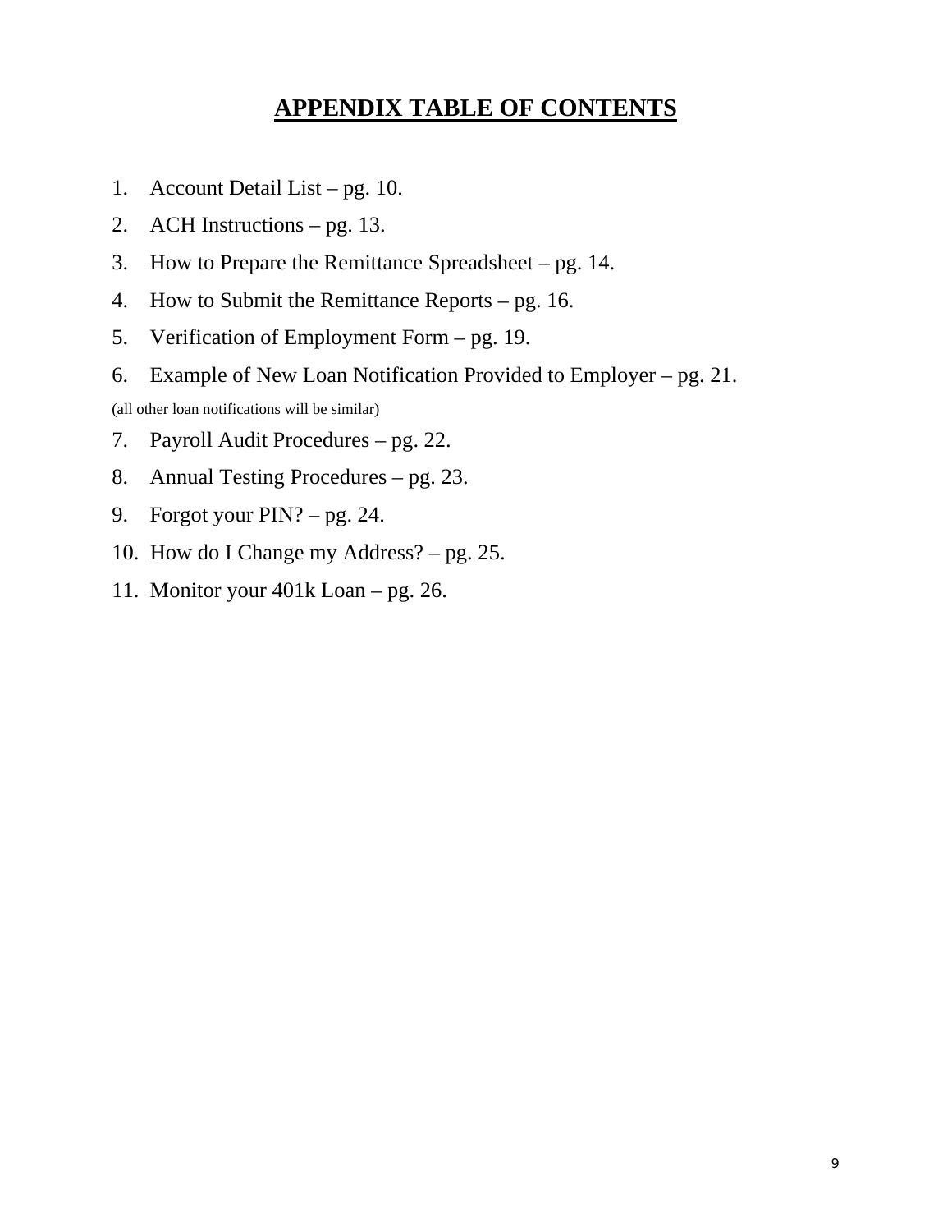# APPENDIX TABLE OF CONTENTS

1. Account Detail List – pg. 10.
2. ACH Instructions – pg. 13.
3. How to Prepare the Remittance Spreadsheet – pg. 14.
4. How to Submit the Remittance Reports – pg. 16.
5. Verification of Employment Form – pg. 19.
6. Example of New Loan Notification Provided to Employer – pg. 21.

(all other loan notifications will be similar)

7. Payroll Audit Procedures – pg. 22.
8. Annual Testing Procedures – pg. 23.
9. Forgot your PIN? – pg. 24.
10. How do I Change my Address? – pg. 25.
11. Monitor your 401k Loan – pg. 26.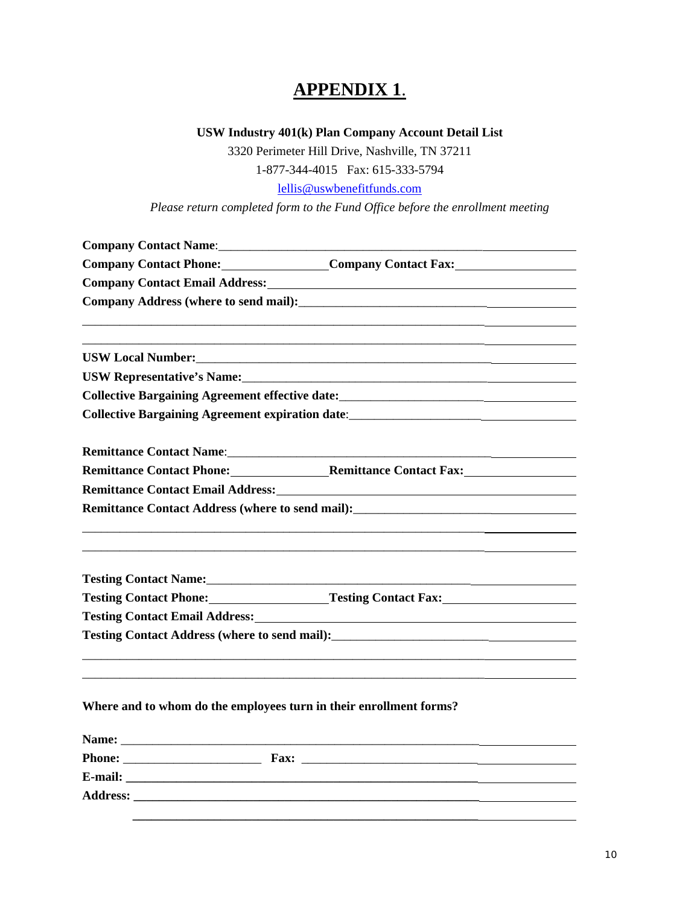# APPENDIX 1.

**USW Industry 401(k) Plan Company Account Detail List**

3320 Perimeter Hill Drive, Nashville, TN 37211

1-877-344-4015 Fax: 615-333-5794

lellis@uswbenefitfunds.com

*Please return completed form to the Fund Office before the enrollment meeting*

**Company Contact Name**:\_\_\_\_\_\_\_\_\_\_\_\_\_\_\_\_\_\_\_\_\_\_\_\_\_\_\_\_\_\_\_\_\_\_\_\_\_\_\_\_\_\_\_\_\_\_\_\_\_\_\_\_

**Company Contact Phone:**\_\_\_\_\_\_\_\_\_\_\_\_\_\_\_\_\_\_**Company Contact Fax:**\_\_\_\_\_\_\_\_\_\_\_\_\_\_\_\_\_\_\_\_

**Company Contact Email Address:**\_\_\_\_\_\_\_\_\_\_\_\_\_\_\_\_\_\_\_\_\_\_\_\_\_\_\_\_\_\_\_\_\_\_\_\_\_\_\_\_\_\_\_\_\_\_

**Company Address (where to send mail):**\_\_\_\_\_\_\_\_\_\_\_\_\_\_\_\_\_\_\_\_\_\_\_\_\_\_\_\_\_\_\_\_\_\_\_\_\_\_\_\_

\_\_\_\_\_\_\_\_\_\_\_\_\_\_\_\_\_\_\_\_\_\_\_\_\_\_\_\_\_\_\_\_\_\_\_\_\_\_\_\_\_\_\_\_\_\_\_\_\_\_\_\_\_\_\_\_\_\_\_\_\_\_\_\_\_\_\_\_\_\_\_\_\_\_\_\_

\_\_\_\_\_\_\_\_\_\_\_\_\_\_\_\_\_\_\_\_\_\_\_\_\_\_\_\_\_\_\_\_\_\_\_\_\_\_\_\_\_\_\_\_\_\_\_\_\_\_\_\_\_\_\_\_\_\_\_\_\_\_\_\_\_\_\_\_\_\_\_\_\_\_\_\_

**USW Local Number:**\_\_\_\_\_\_\_\_\_\_\_\_\_\_\_\_\_\_\_\_\_\_\_\_\_\_\_\_\_\_\_\_\_\_\_\_\_\_\_\_\_\_\_\_\_\_\_\_\_\_\_\_\_\_\_\_

**USW Representative's Name:**\_\_\_\_\_\_\_\_\_\_\_\_\_\_\_\_\_\_\_\_\_\_\_\_\_\_\_\_\_\_\_\_\_\_\_\_\_\_\_\_\_\_\_\_\_\_\_\_\_

**Collective Bargaining Agreement effective date:**\_\_\_\_\_\_\_\_\_\_\_\_\_\_\_\_\_\_\_\_\_\_\_\_\_\_\_\_\_\_\_\_\_\_

**Collective Bargaining Agreement expiration date**:\_\_\_\_\_\_\_\_\_\_\_\_\_\_\_\_\_\_\_\_\_\_\_\_\_\_\_\_\_\_\_\_

**Remittance Contact Name**:\_\_\_\_\_\_\_\_\_\_\_\_\_\_\_\_\_\_\_\_\_\_\_\_\_\_\_\_\_\_\_\_\_\_\_\_\_\_\_\_\_\_\_\_\_\_\_\_\_\_

**Remittance Contact Phone:**\_\_\_\_\_\_\_\_\_\_\_\_\_\_\_\_\_**Remittance Contact Fax:**\_\_\_\_\_\_\_\_\_\_\_\_\_\_\_\_\_\_\_

**Remittance Contact Email Address:**\_\_\_\_\_\_\_\_\_\_\_\_\_\_\_\_\_\_\_\_\_\_\_\_\_\_\_\_\_\_\_\_\_\_\_\_\_\_\_\_\_\_\_\_

**Remittance Contact Address (where to send mail):**\_\_\_\_\_\_\_\_\_\_\_\_\_\_\_\_\_\_\_\_\_\_\_\_\_\_\_\_\_\_\_\_

\_\_\_\_\_\_\_\_\_\_\_\_\_\_\_\_\_\_\_\_\_\_\_\_\_\_\_\_\_\_\_\_\_\_\_\_\_\_\_\_\_\_\_\_\_\_\_\_\_\_\_\_\_\_\_\_\_\_\_\_\_\_\_\_\_\_\_\_\_\_\_\_\_\_\_\_

\_\_\_\_\_\_\_\_\_\_\_\_\_\_\_\_\_\_\_\_\_\_\_\_\_\_\_\_\_\_\_\_\_\_\_\_\_\_\_\_\_\_\_\_\_\_\_\_\_\_\_\_\_\_\_\_\_\_\_\_\_\_\_\_\_\_\_\_\_\_\_\_\_\_\_\_

**Testing Contact Name:**\_\_\_\_\_\_\_\_\_\_\_\_\_\_\_\_\_\_\_\_\_\_\_\_\_\_\_\_\_\_\_\_\_\_\_\_\_\_\_\_\_\_\_\_\_\_\_\_\_\_\_\_\_\_

**Testing Contact Phone:**\_\_\_\_\_\_\_\_\_\_\_\_\_\_\_\_\_\_\_\_**Testing Contact Fax:**\_\_\_\_\_\_\_\_\_\_\_\_\_\_\_\_\_\_\_\_\_\_

**Testing Contact Email Address:**\_\_\_\_\_\_\_\_\_\_\_\_\_\_\_\_\_\_\_\_\_\_\_\_\_\_\_\_\_\_\_\_\_\_\_\_\_\_\_\_\_\_\_\_\_\_\_\_

**Testing Contact Address (where to send mail):**\_\_\_\_\_\_\_\_\_\_\_\_\_\_\_\_\_\_\_\_\_\_\_\_\_\_\_\_\_\_\_\_\_\_\_

\_\_\_\_\_\_\_\_\_\_\_\_\_\_\_\_\_\_\_\_\_\_\_\_\_\_\_\_\_\_\_\_\_\_\_\_\_\_\_\_\_\_\_\_\_\_\_\_\_\_\_\_\_\_\_\_\_\_\_\_\_\_\_\_\_\_\_\_\_\_\_\_\_\_\_\_

\_\_\_\_\_\_\_\_\_\_\_\_\_\_\_\_\_\_\_\_\_\_\_\_\_\_\_\_\_\_\_\_\_\_\_\_\_\_\_\_\_\_\_\_\_\_\_\_\_\_\_\_\_\_\_\_\_\_\_\_\_\_\_\_\_\_\_\_\_\_\_\_\_\_\_\_

**Where and to whom do the employees turn in their enrollment forms?**

**Name:** \_\_\_\_\_\_\_\_\_\_\_\_\_\_\_\_\_\_\_\_\_\_\_\_\_\_\_\_\_\_\_\_\_\_\_\_\_\_\_\_\_\_\_\_\_\_\_\_\_\_\_\_\_\_\_\_\_\_\_\_\_\_\_\_\_\_\_

**Phone:** \_\_\_\_\_\_\_\_\_\_\_\_\_\_\_\_\_\_\_\_\_\_\_\_ **Fax:** \_\_\_\_\_\_\_\_\_\_\_\_\_\_\_\_\_\_\_\_\_\_\_\_\_\_\_\_\_\_\_\_\_\_\_\_\_\_

**E-mail:** \_\_\_\_\_\_\_\_\_\_\_\_\_\_\_\_\_\_\_\_\_\_\_\_\_\_\_\_\_\_\_\_\_\_\_\_\_\_\_\_\_\_\_\_\_\_\_\_\_\_\_\_\_\_\_\_\_\_\_\_\_\_\_\_\_

**Address:** \_\_\_\_\_\_\_\_\_\_\_\_\_\_\_\_\_\_\_\_\_\_\_\_\_\_\_\_\_\_\_\_\_\_\_\_\_\_\_\_\_\_\_\_\_\_\_\_\_\_\_\_\_\_\_\_\_\_\_\_\_\_\_\_

\_\_\_\_\_\_\_\_\_\_\_\_\_\_\_\_\_\_\_\_\_\_\_\_\_\_\_\_\_\_\_\_\_\_\_\_\_\_\_\_\_\_\_\_\_\_\_\_\_\_\_\_\_\_\_\_\_\_\_\_\_\_\_\_\_\_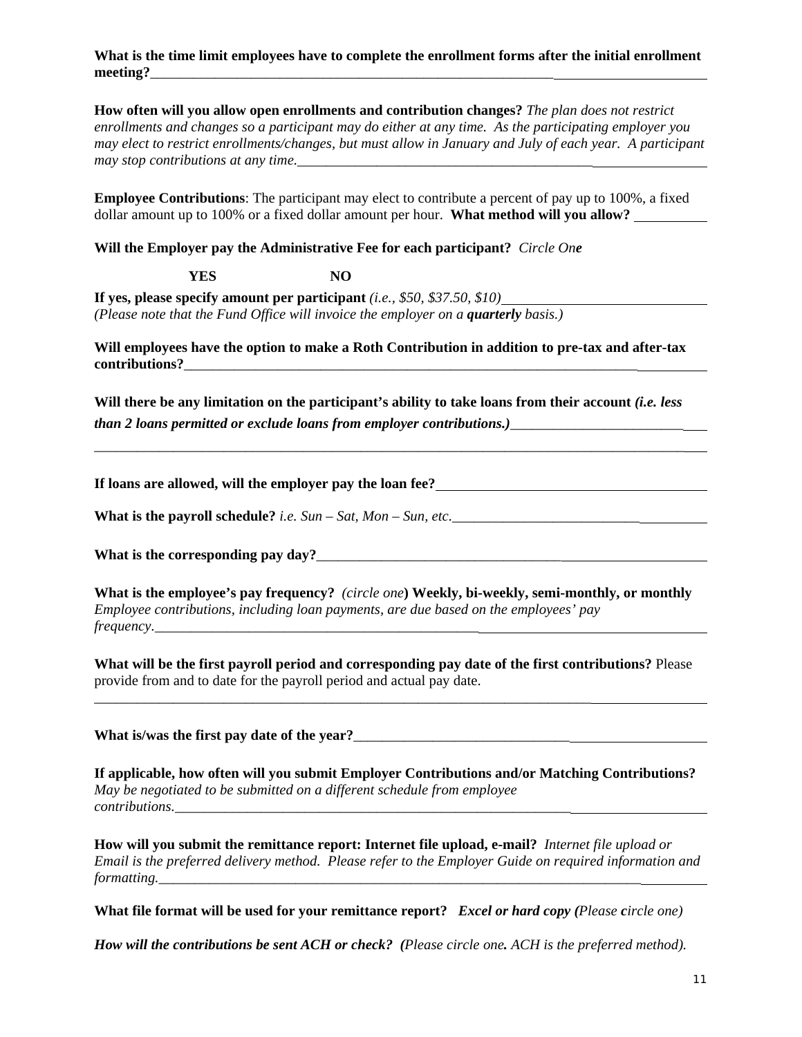**What is the time limit employees have to complete the enrollment forms after the initial enrollment meeting?**_______________________________________________

**How often will you allow open enrollments and contribution changes?** *The plan does not restrict enrollments and changes so a participant may do either at any time. As the participating employer you may elect to restrict enrollments/changes, but must allow in January and July of each year. A participant may stop contributions at any time.*_______________________________________________

**Employee Contributions**: The participant may elect to contribute a percent of pay up to 100%, a fixed dollar amount up to 100% or a fixed dollar amount per hour. **What method will you allow?** __________

**Will the Employer pay the Administrative Fee for each participant?** *Circle One*

**YES** **NO**

**If yes, please specify amount per participant** *(i.e., $50, $37.50, $10)*_______________________
*(Please note that the Fund Office will invoice the employer on a **quarterly** basis.)*

**Will employees have the option to make a Roth Contribution in addition to pre-tax and after-tax contributions?**_______________________________________________

**Will there be any limitation on the participant's ability to take loans from their account** ***(i.e. less than 2 loans permitted or exclude loans from employer contributions.)***_______________________

_______________________________________________________________________________

**If loans are allowed, will the employer pay the loan fee?**_______________________________

**What is the payroll schedule?** *i.e. Sun – Sat, Mon – Sun, etc.*_______________________________

**What is the corresponding pay day?**_______________________________________________

**What is the employee's pay frequency?** *(circle one)* **Weekly, bi-weekly, semi-monthly, or monthly**
*Employee contributions, including loan payments, are due based on the employees' pay frequency.*_______________________________________________

**What will be the first payroll period and corresponding pay date of the first contributions?** Please provide from and to date for the payroll period and actual pay date.

_______________________________________________________________________________

**What is/was the first pay date of the year?**_______________________________________________

**If applicable, how often will you submit Employer Contributions and/or Matching Contributions?** *May be negotiated to be submitted on a different schedule from employee contributions.*_______________________________________________

**How will you submit the remittance report: Internet file upload, e-mail?** *Internet file upload or Email is the preferred delivery method. Please refer to the Employer Guide on required information and formatting.*_______________________________________________

**What file format will be used for your remittance report?** ***Excel or hard copy (****Please circle one)*

***How will the contributions be sent ACH or check? (****Please circle one**.** ACH is the preferred method).*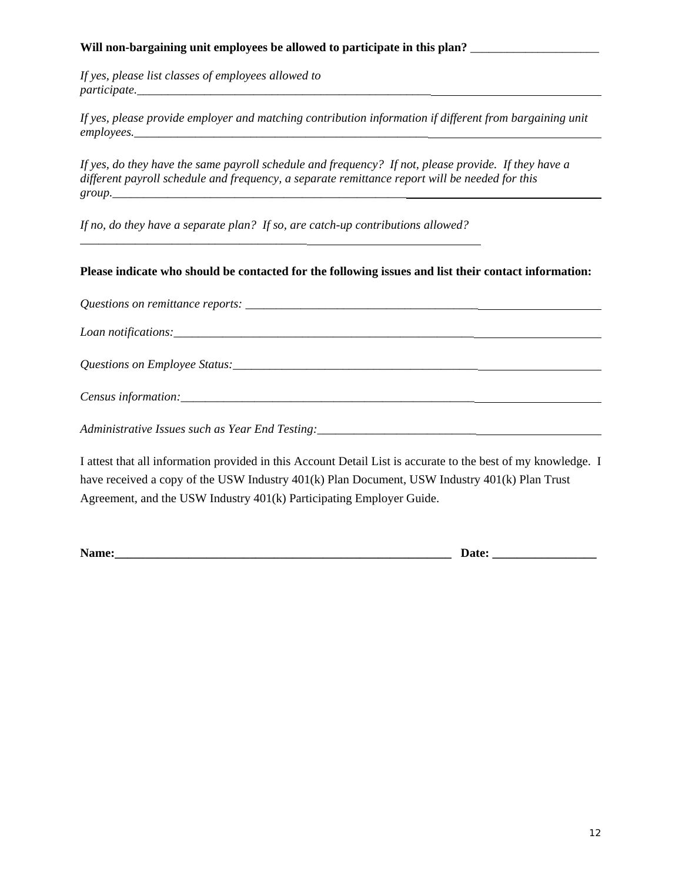**Will non-bargaining unit employees be allowed to participate in this plan?** ____________________

*If yes, please list classes of employees allowed to participate.*________________________________________________________________________________

*If yes, please provide employer and matching contribution information if different from bargaining unit employees.*________________________________________________________________________________

*If yes, do they have the same payroll schedule and frequency? If not, please provide. If they have a different payroll schedule and frequency, a separate remittance report will be needed for this group.*________________________________________________________________________________

*If no, do they have a separate plan? If so, are catch-up contributions allowed?*
________________________________________________________________

**Please indicate who should be contacted for the following issues and list their contact information:**

*Questions on remittance reports:* ____________________________________________________________

*Loan notifications:*____________________________________________________________________

*Questions on Employee Status:*______________________________________________________________

*Census information:*___________________________________________________________________

*Administrative Issues such as Year End Testing:*_______________________________________________

I attest that all information provided in this Account Detail List is accurate to the best of my knowledge. I have received a copy of the USW Industry 401(k) Plan Document, USW Industry 401(k) Plan Trust Agreement, and the USW Industry 401(k) Participating Employer Guide.

**Name:**________________________________________________________ **Date:** _________________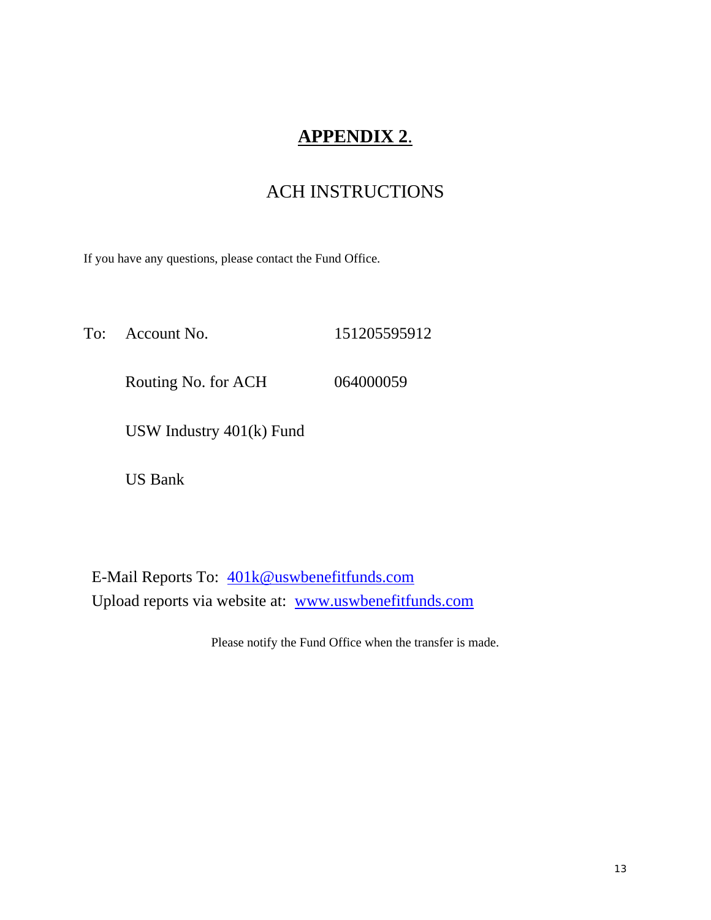# **APPENDIX 2.**

## ACH INSTRUCTIONS

If you have any questions, please contact the Fund Office.

| To: | Account No. | 151205595912 |
| --- | --- | --- |
| | Routing No. for ACH | 064000059 |
| | USW Industry 401(k) Fund | |
| | US Bank | |

E-Mail Reports To: 401k@uswbenefitfunds.com
Upload reports via website at: www.uswbenefitfunds.com

Please notify the Fund Office when the transfer is made.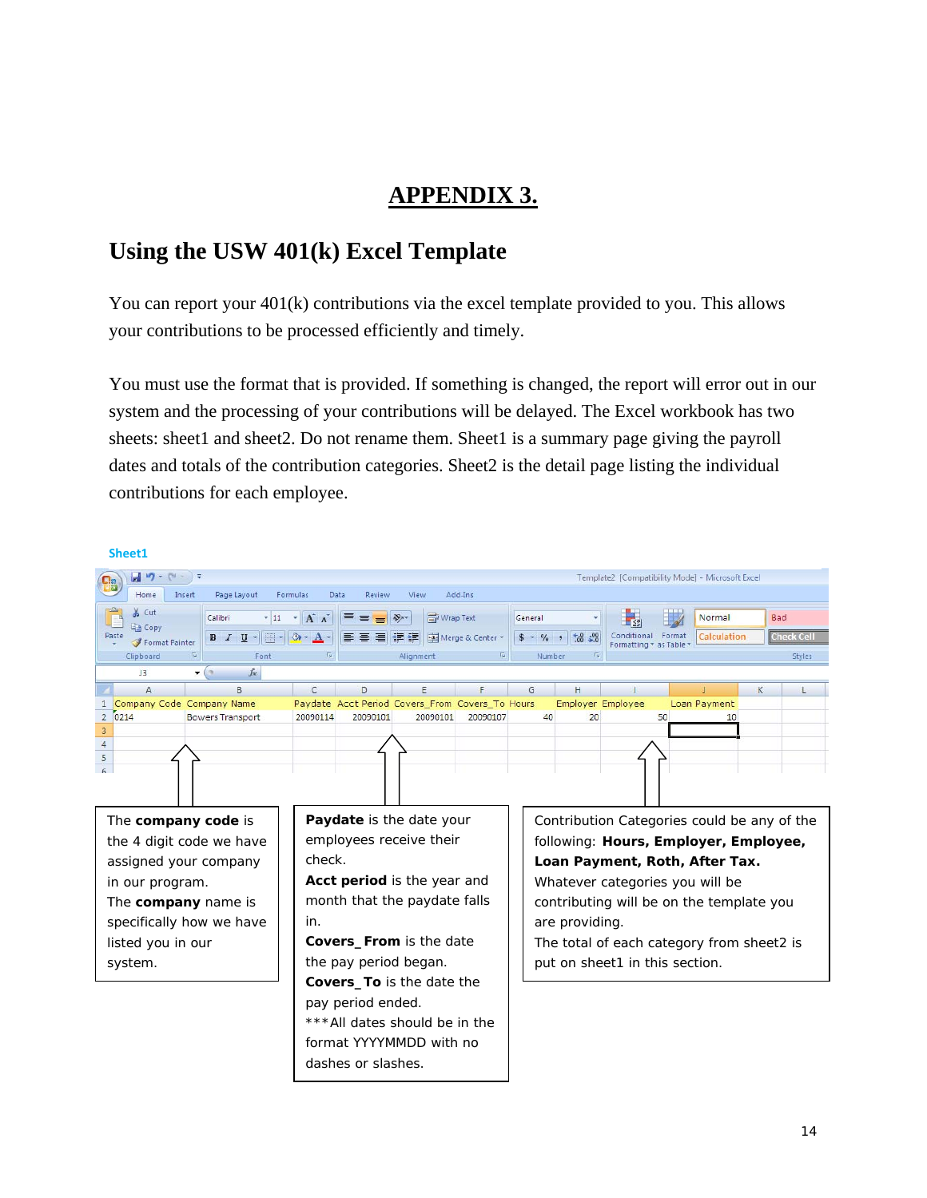# APPENDIX 3.

## Using the USW 401(k) Excel Template

You can report your 401(k) contributions via the excel template provided to you. This allows your contributions to be processed efficiently and timely.

You must use the format that is provided. If something is changed, the report will error out in our system and the processing of your contributions will be delayed. The Excel workbook has two sheets: sheet1 and sheet2. Do not rename them. Sheet1 is a summary page giving the payroll dates and totals of the contribution categories. Sheet2 is the detail page listing the individual contributions for each employee.

**Sheet1**

| Company Code | Company Name | Paydate | Acct Period | Covers_From | Covers_To | Hours | Employer | Employee | Loan Payment |
|---|---|---|---|---|---|---|---|---|---|
| 0214 | Bowers Transport | 20090114 | 20090101 | 20090101 | 20090107 | 40 | 20 | 50 | 10 |

The **company code** is the 4 digit code we have assigned your company in our program.
The **company** name is specifically how we have listed you in our system.

**Paydate** is the date your employees receive their check.
**Acct period** is the year and month that the paydate falls in.
**Covers_From** is the date the pay period began.
**Covers_To** is the date the pay period ended.
***All dates should be in the format YYYYMMDD with no dashes or slashes.

Contribution Categories could be any of the following: **Hours, Employer, Employee, Loan Payment, Roth, After Tax.** Whatever categories you will be contributing will be on the template you are providing.
The total of each category from sheet2 is put on sheet1 in this section.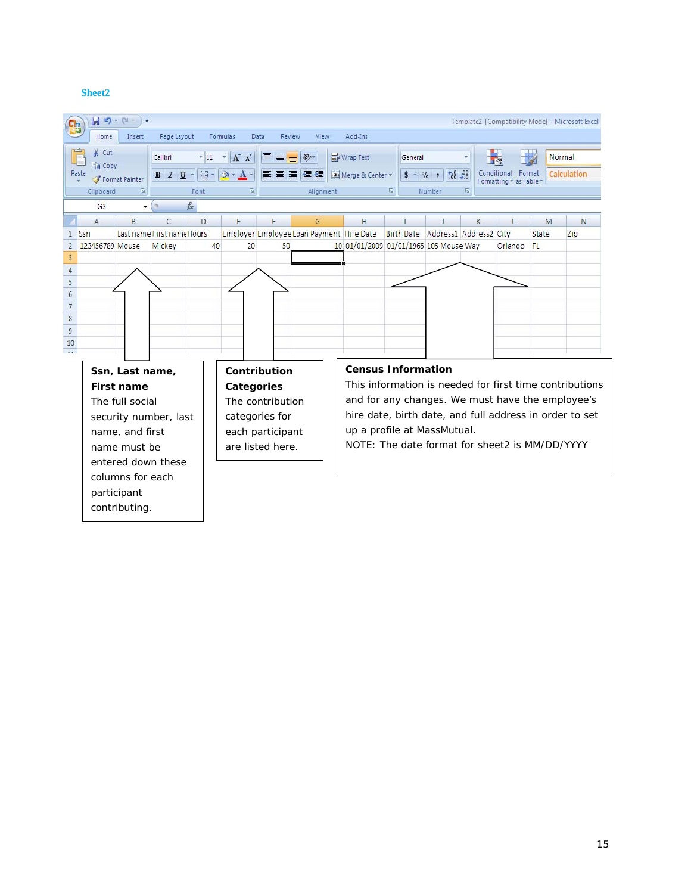## Sheet2

| Ssn | Last name | First name | Hours | Employer | Employee | Loan Payment | Hire Date | Birth Date | Address1 | Address2 | City | State | Zip |
|---|---|---|---|---|---|---|---|---|---|---|---|---|---|
| 123456789 | Mouse | Mickey | 40 | 20 | 50 | 10 | 01/01/2009 | 01/01/1965 | 105 Mouse Way | | Orlando | FL | |

**Ssn, Last name, First name**
The full social security number, last name, and first name must be entered down these columns for each participant contributing.

**Contribution Categories**
The contribution categories for each participant are listed here.

**Census Information**
This information is needed for first time contributions and for any changes. We must have the employee's hire date, birth date, and full address in order to set up a profile at MassMutual.
NOTE: The date format for sheet2 is MM/DD/YYYY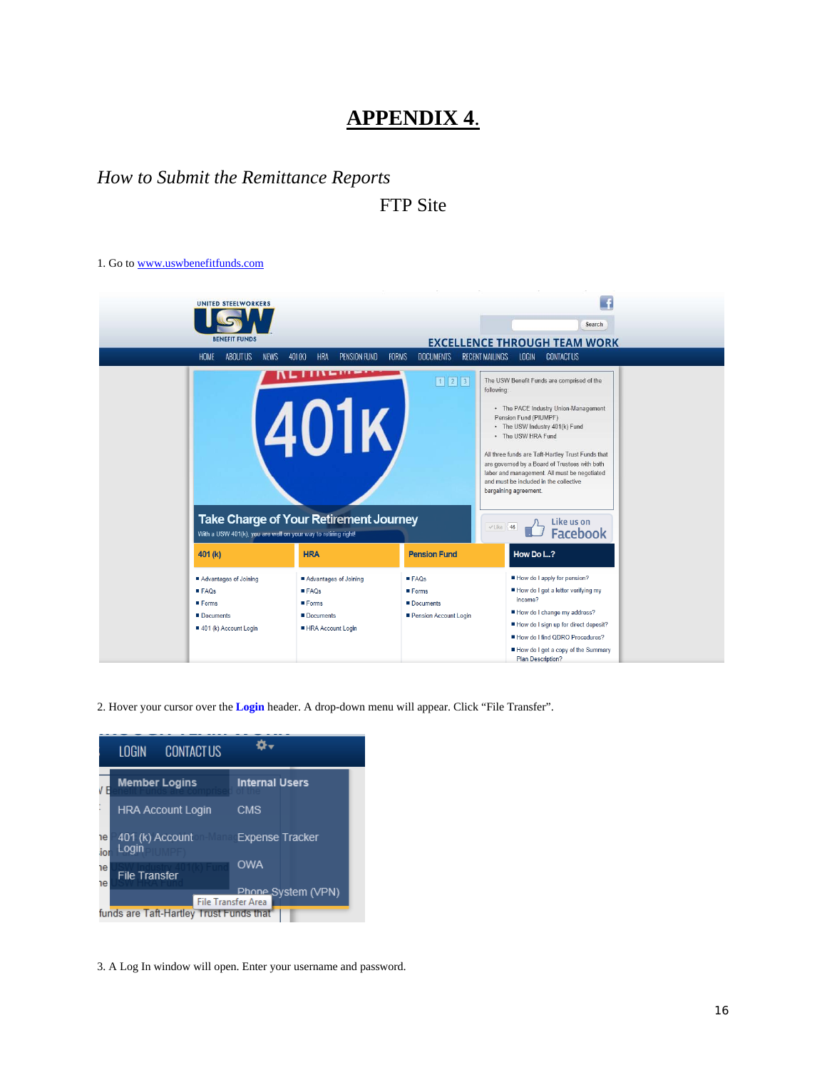# APPENDIX 4.

*How to Submit the Remittance Reports*

FTP Site

1. Go to www.uswbenefitfunds.com

2. Hover your cursor over the **Login** header. A drop-down menu will appear. Click “File Transfer”.

3. A Log In window will open. Enter your username and password.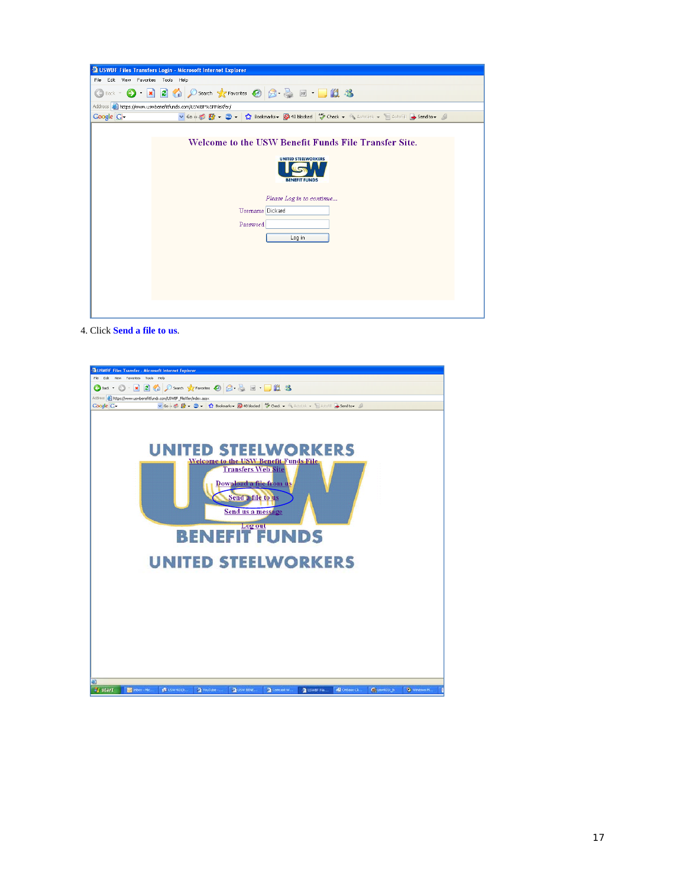4. Click **Send a file to us**.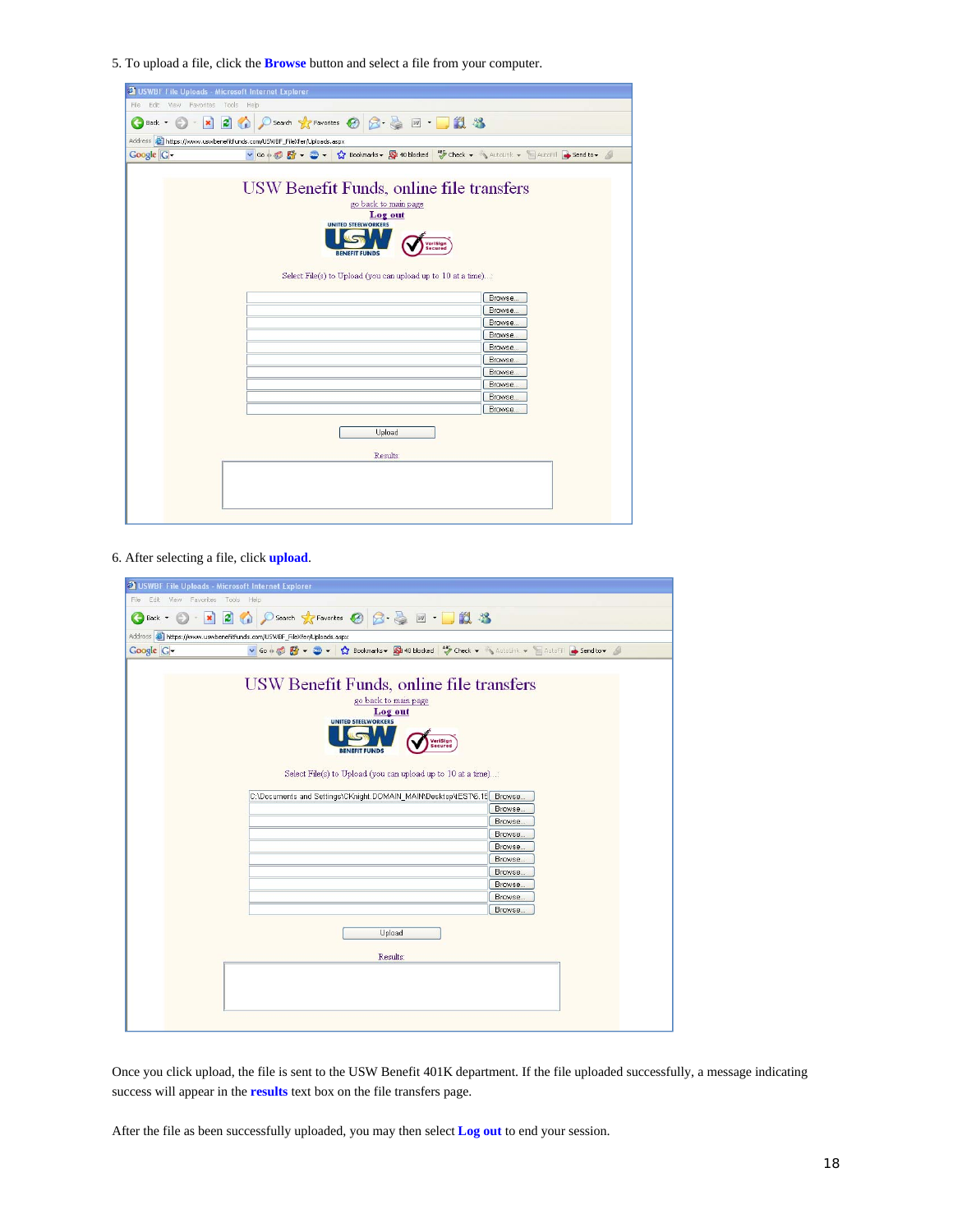5. To upload a file, click the **Browse** button and select a file from your computer.

6. After selecting a file, click **upload**.

Once you click upload, the file is sent to the USW Benefit 401K department. If the file uploaded successfully, a message indicating success will appear in the **results** text box on the file transfers page.

After the file as been successfully uploaded, you may then select **Log out** to end your session.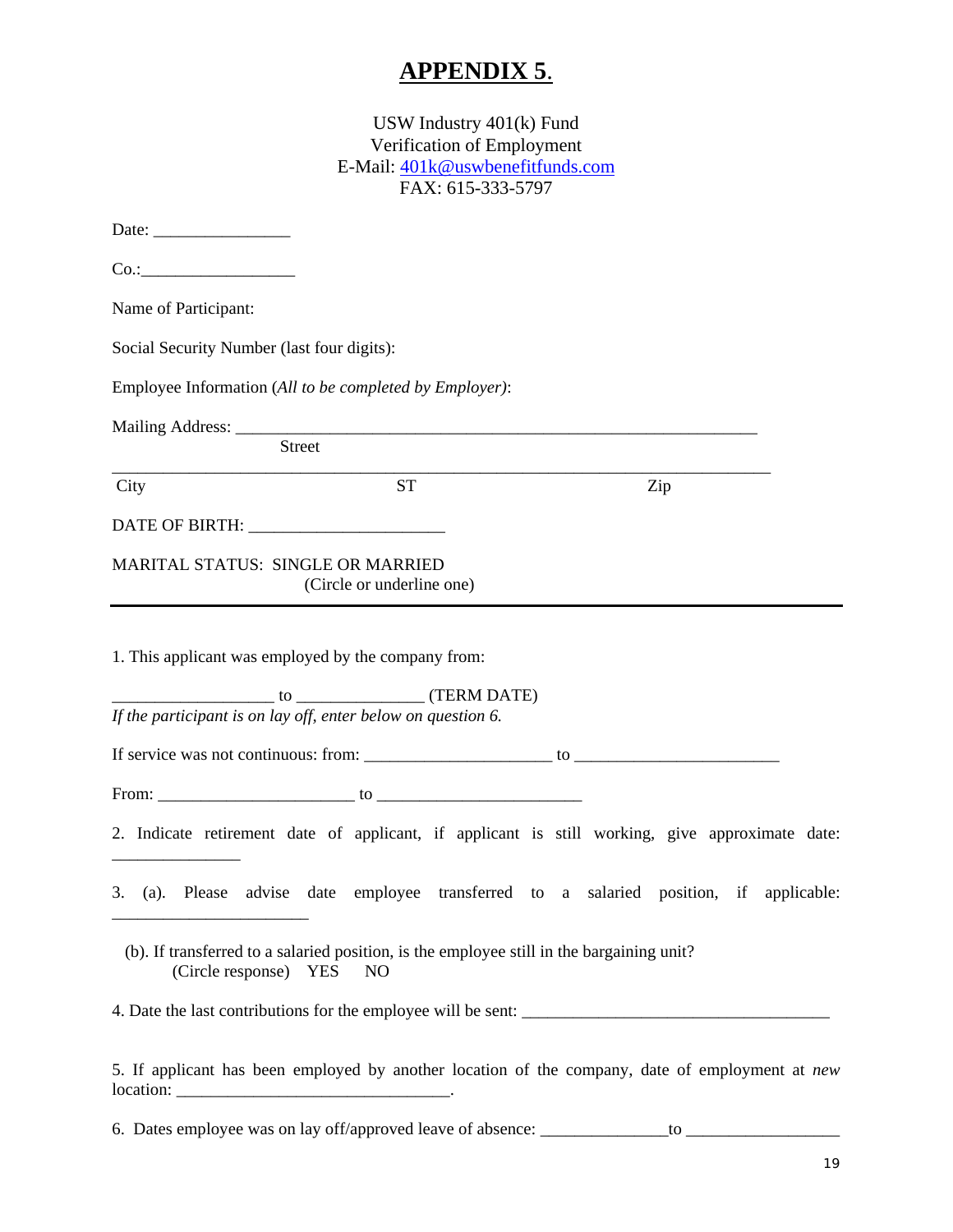# APPENDIX 5.

USW Industry 401(k) Fund
Verification of Employment
E-Mail: 401k@uswbenefitfunds.com
FAX: 615-333-5797

Date: ________________

Co.:___________________

Name of Participant:

Social Security Number (last four digits):

Employee Information (*All to be completed by Employer)*:

Mailing Address: _________________________________________________________________
Street

_________________________________________________________________________________
City ST Zip

DATE OF BIRTH: ________________________

MARITAL STATUS: SINGLE OR MARRIED
(Circle or underline one)

---

1. This applicant was employed by the company from:

____________________ to _______________ (TERM DATE)
*If the participant is on lay off, enter below on question 6.*

If service was not continuous: from: ______________________ to _________________________

From: _______________________ to ________________________

2. Indicate retirement date of applicant, if applicant is still working, give approximate date: _______________

3. (a). Please advise date employee transferred to a salaried position, if applicable: ________________________

(b). If transferred to a salaried position, is the employee still in the bargaining unit?
(Circle response) YES NO

4. Date the last contributions for the employee will be sent: _____________________________________

5. If applicant has been employed by another location of the company, date of employment at *new* location: _________________________________.

6. Dates employee was on lay off/approved leave of absence: _______________to __________________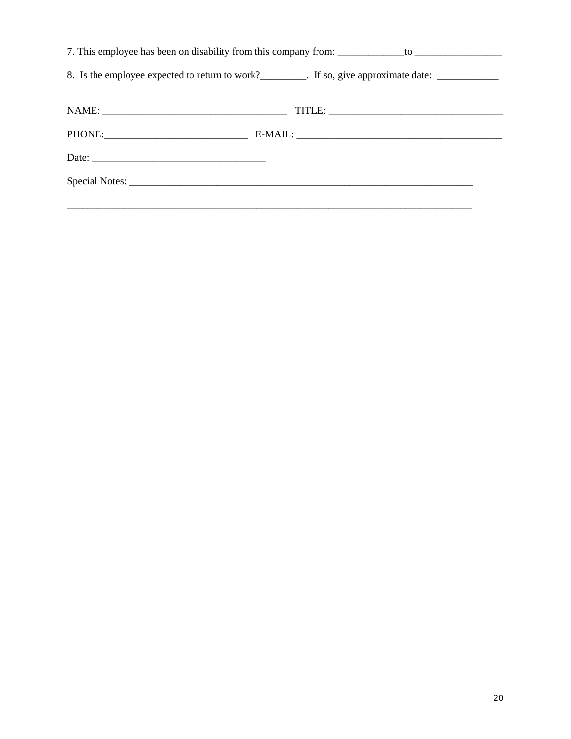7. This employee has been on disability from this company from: _____________to _________________

8. Is the employee expected to return to work?_________. If so, give approximate date: ____________

NAME: ____________________________________ TITLE: __________________________________

PHONE:____________________________ E-MAIL: ________________________________________

Date: __________________________________

Special Notes: ______________________________________________________________________

_______________________________________________________________________________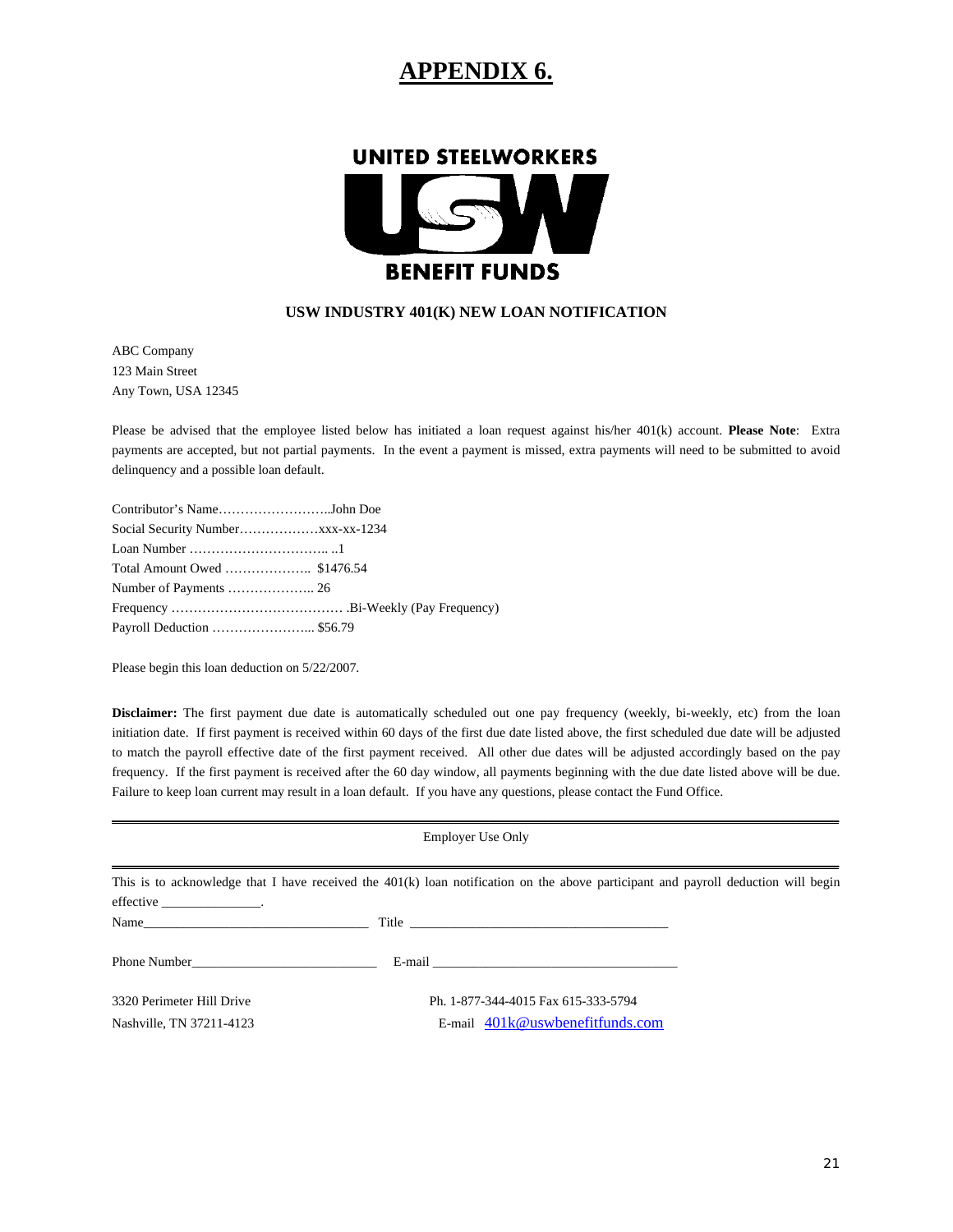# APPENDIX 6.

UNITED STEELWORKERS

USW

BENEFIT FUNDS

**USW INDUSTRY 401(K) NEW LOAN NOTIFICATION**

ABC Company
123 Main Street
Any Town, USA 12345

Please be advised that the employee listed below has initiated a loan request against his/her 401(k) account. **Please Note**: Extra payments are accepted, but not partial payments. In the event a payment is missed, extra payments will need to be submitted to avoid delinquency and a possible loan default.

Contributor's Name……………………..John Doe
Social Security Number………………xxx-xx-1234
Loan Number ………………………….. ..1
Total Amount Owed ……………….. $1476.54
Number of Payments ……………….. 26
Frequency ………………………………… .Bi-Weekly (Pay Frequency)
Payroll Deduction …………………... $56.79

Please begin this loan deduction on 5/22/2007.

**Disclaimer:** The first payment due date is automatically scheduled out one pay frequency (weekly, bi-weekly, etc) from the loan initiation date. If first payment is received within 60 days of the first due date listed above, the first scheduled due date will be adjusted to match the payroll effective date of the first payment received. All other due dates will be adjusted accordingly based on the pay frequency. If the first payment is received after the 60 day window, all payments beginning with the due date listed above will be due. Failure to keep loan current may result in a loan default. If you have any questions, please contact the Fund Office.

---

Employer Use Only

---

This is to acknowledge that I have received the 401(k) loan notification on the above participant and payroll deduction will begin effective _______________.

Name_________________________________ Title _______________________________________

Phone Number____________________________ E-mail _____________________________________

3320 Perimeter Hill Drive
Nashville, TN 37211-4123

Ph. 1-877-344-4015 Fax 615-333-5794
E-mail 401k@uswbenefitfunds.com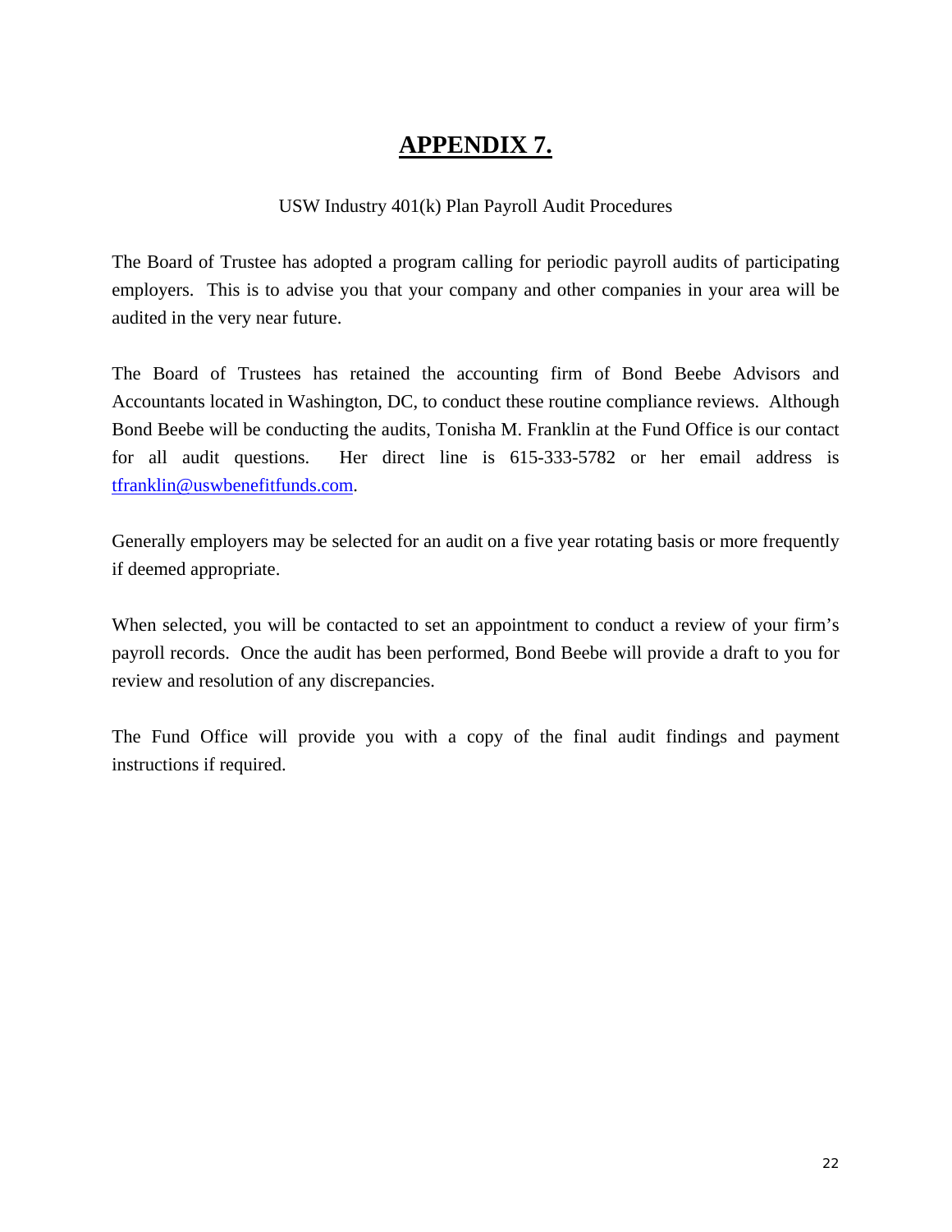# **APPENDIX 7.**

USW Industry 401(k) Plan Payroll Audit Procedures

The Board of Trustee has adopted a program calling for periodic payroll audits of participating employers. This is to advise you that your company and other companies in your area will be audited in the very near future.

The Board of Trustees has retained the accounting firm of Bond Beebe Advisors and Accountants located in Washington, DC, to conduct these routine compliance reviews. Although Bond Beebe will be conducting the audits, Tonisha M. Franklin at the Fund Office is our contact for all audit questions. Her direct line is 615-333-5782 or her email address is tfranklin@uswbenefitfunds.com.

Generally employers may be selected for an audit on a five year rotating basis or more frequently if deemed appropriate.

When selected, you will be contacted to set an appointment to conduct a review of your firm's payroll records. Once the audit has been performed, Bond Beebe will provide a draft to you for review and resolution of any discrepancies.

The Fund Office will provide you with a copy of the final audit findings and payment instructions if required.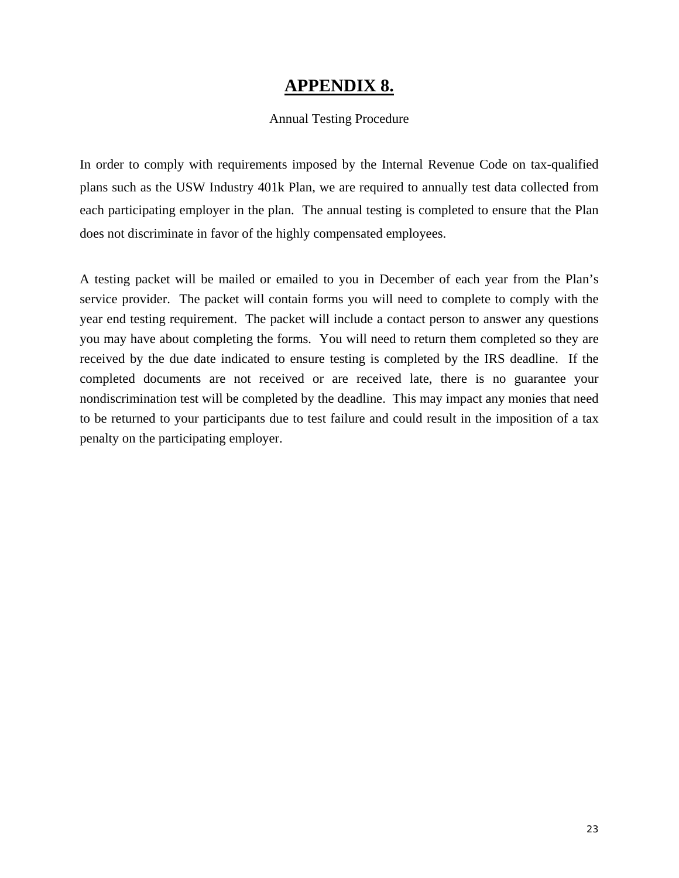# **APPENDIX 8.**

Annual Testing Procedure

In order to comply with requirements imposed by the Internal Revenue Code on tax-qualified plans such as the USW Industry 401k Plan, we are required to annually test data collected from each participating employer in the plan. The annual testing is completed to ensure that the Plan does not discriminate in favor of the highly compensated employees.

A testing packet will be mailed or emailed to you in December of each year from the Plan's service provider. The packet will contain forms you will need to complete to comply with the year end testing requirement. The packet will include a contact person to answer any questions you may have about completing the forms. You will need to return them completed so they are received by the due date indicated to ensure testing is completed by the IRS deadline. If the completed documents are not received or are received late, there is no guarantee your nondiscrimination test will be completed by the deadline. This may impact any monies that need to be returned to your participants due to test failure and could result in the imposition of a tax penalty on the participating employer.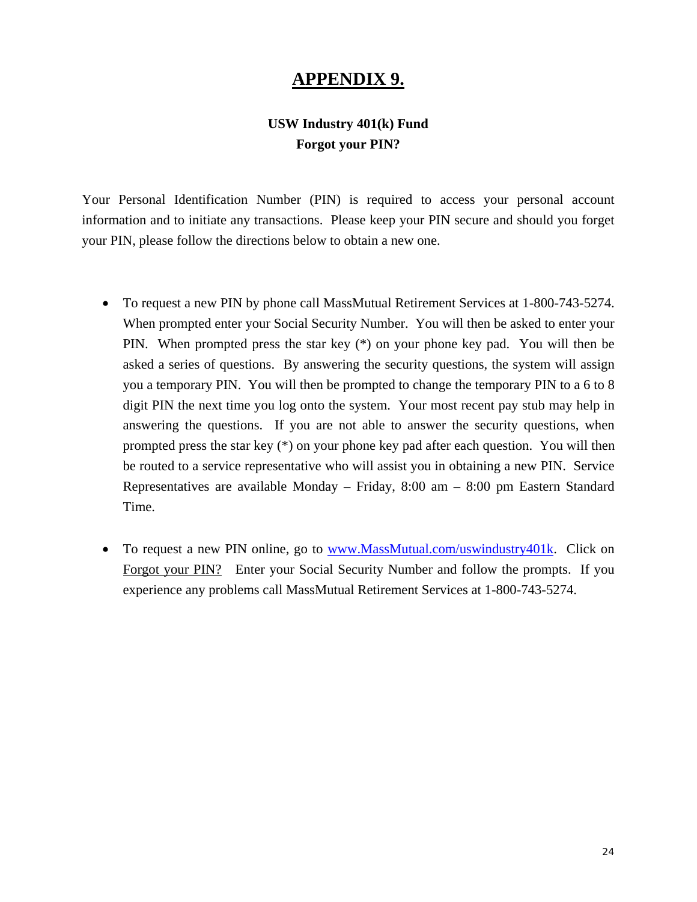# APPENDIX 9.

**USW Industry 401(k) Fund**
**Forgot your PIN?**

Your Personal Identification Number (PIN) is required to access your personal account information and to initiate any transactions. Please keep your PIN secure and should you forget your PIN, please follow the directions below to obtain a new one.

- To request a new PIN by phone call MassMutual Retirement Services at 1-800-743-5274. When prompted enter your Social Security Number. You will then be asked to enter your PIN. When prompted press the star key (*) on your phone key pad. You will then be asked a series of questions. By answering the security questions, the system will assign you a temporary PIN. You will then be prompted to change the temporary PIN to a 6 to 8 digit PIN the next time you log onto the system. Your most recent pay stub may help in answering the questions. If you are not able to answer the security questions, when prompted press the star key (*) on your phone key pad after each question. You will then be routed to a service representative who will assist you in obtaining a new PIN. Service Representatives are available Monday – Friday, 8:00 am – 8:00 pm Eastern Standard Time.

- To request a new PIN online, go to [www.MassMutual.com/uswindustry401k](www.MassMutual.com/uswindustry401k). Click on Forgot your PIN? Enter your Social Security Number and follow the prompts. If you experience any problems call MassMutual Retirement Services at 1-800-743-5274.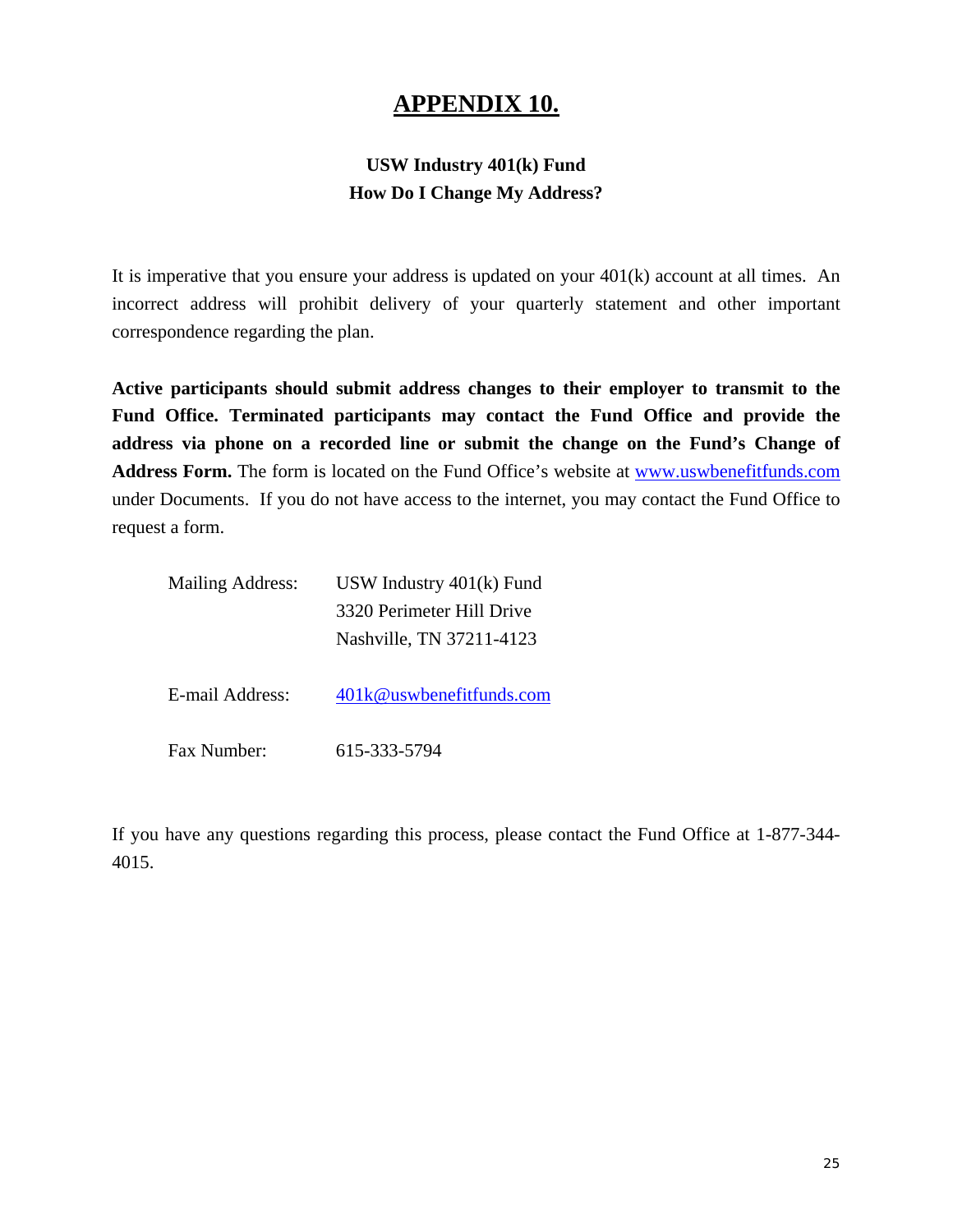# APPENDIX 10.

## USW Industry 401(k) Fund
## How Do I Change My Address?

It is imperative that you ensure your address is updated on your 401(k) account at all times. An incorrect address will prohibit delivery of your quarterly statement and other important correspondence regarding the plan.

**Active participants should submit address changes to their employer to transmit to the Fund Office. Terminated participants may contact the Fund Office and provide the address via phone on a recorded line or submit the change on the Fund's Change of Address Form.** The form is located on the Fund Office's website at [www.uswbenefitfunds.com](http://www.uswbenefitfunds.com) under Documents. If you do not have access to the internet, you may contact the Fund Office to request a form.

Mailing Address: USW Industry 401(k) Fund
3320 Perimeter Hill Drive
Nashville, TN 37211-4123

E-mail Address: [401k@uswbenefitfunds.com](mailto:401k@uswbenefitfunds.com)

Fax Number: 615-333-5794

If you have any questions regarding this process, please contact the Fund Office at 1-877-344-4015.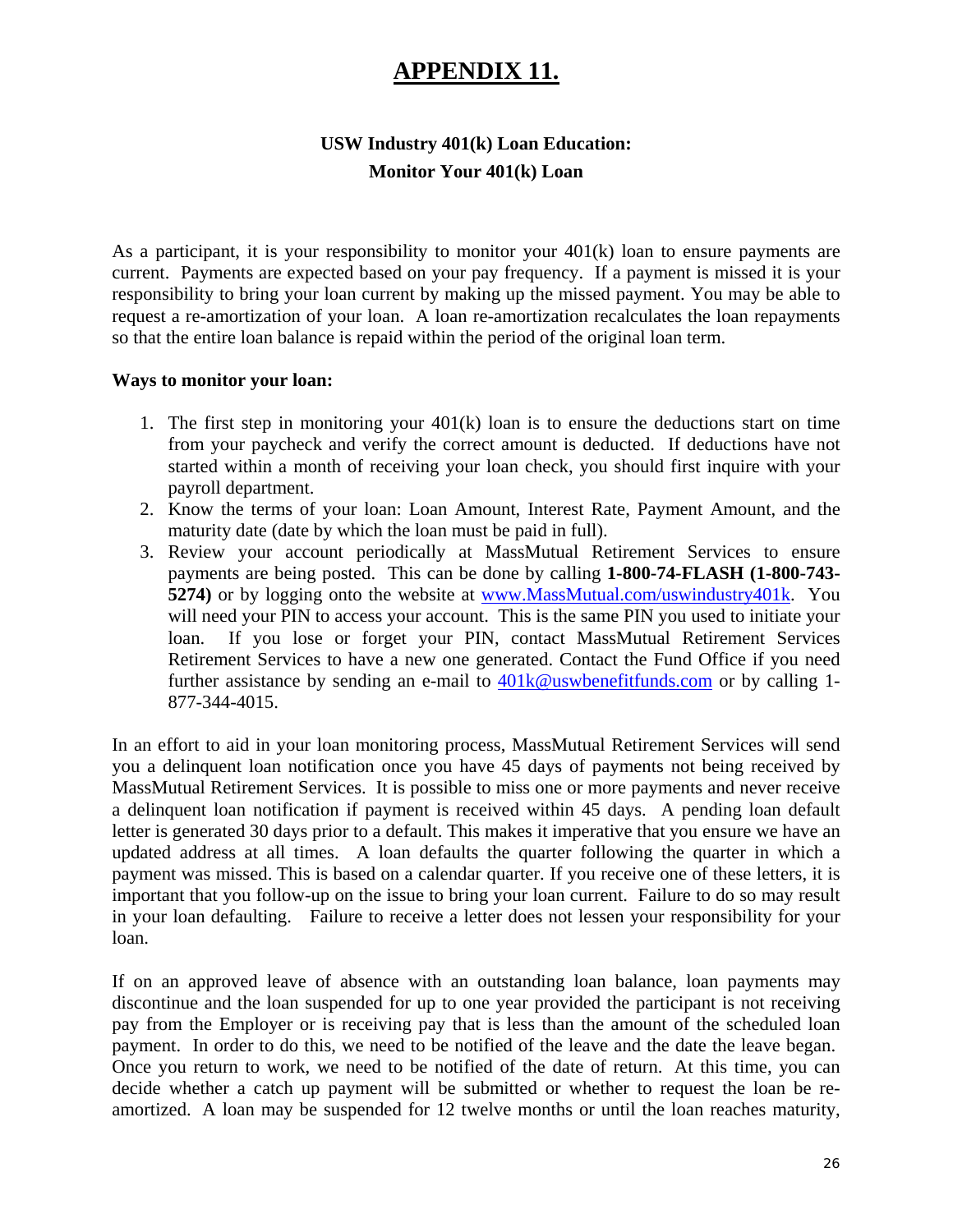# APPENDIX 11.

### USW Industry 401(k) Loan Education:
### Monitor Your 401(k) Loan

As a participant, it is your responsibility to monitor your 401(k) loan to ensure payments are current. Payments are expected based on your pay frequency. If a payment is missed it is your responsibility to bring your loan current by making up the missed payment. You may be able to request a re-amortization of your loan. A loan re-amortization recalculates the loan repayments so that the entire loan balance is repaid within the period of the original loan term.

**Ways to monitor your loan:**

1. The first step in monitoring your 401(k) loan is to ensure the deductions start on time from your paycheck and verify the correct amount is deducted. If deductions have not started within a month of receiving your loan check, you should first inquire with your payroll department.
2. Know the terms of your loan: Loan Amount, Interest Rate, Payment Amount, and the maturity date (date by which the loan must be paid in full).
3. Review your account periodically at MassMutual Retirement Services to ensure payments are being posted. This can be done by calling **1-800-74-FLASH (1-800-743-5274)** or by logging onto the website at www.MassMutual.com/uswindustry401k. You will need your PIN to access your account. This is the same PIN you used to initiate your loan. If you lose or forget your PIN, contact MassMutual Retirement Services Retirement Services to have a new one generated. Contact the Fund Office if you need further assistance by sending an e-mail to 401k@uswbenefitfunds.com or by calling 1-877-344-4015.

In an effort to aid in your loan monitoring process, MassMutual Retirement Services will send you a delinquent loan notification once you have 45 days of payments not being received by MassMutual Retirement Services. It is possible to miss one or more payments and never receive a delinquent loan notification if payment is received within 45 days. A pending loan default letter is generated 30 days prior to a default. This makes it imperative that you ensure we have an updated address at all times. A loan defaults the quarter following the quarter in which a payment was missed. This is based on a calendar quarter. If you receive one of these letters, it is important that you follow-up on the issue to bring your loan current. Failure to do so may result in your loan defaulting. Failure to receive a letter does not lessen your responsibility for your loan.

If on an approved leave of absence with an outstanding loan balance, loan payments may discontinue and the loan suspended for up to one year provided the participant is not receiving pay from the Employer or is receiving pay that is less than the amount of the scheduled loan payment. In order to do this, we need to be notified of the leave and the date the leave began. Once you return to work, we need to be notified of the date of return. At this time, you can decide whether a catch up payment will be submitted or whether to request the loan be re-amortized. A loan may be suspended for 12 twelve months or until the loan reaches maturity,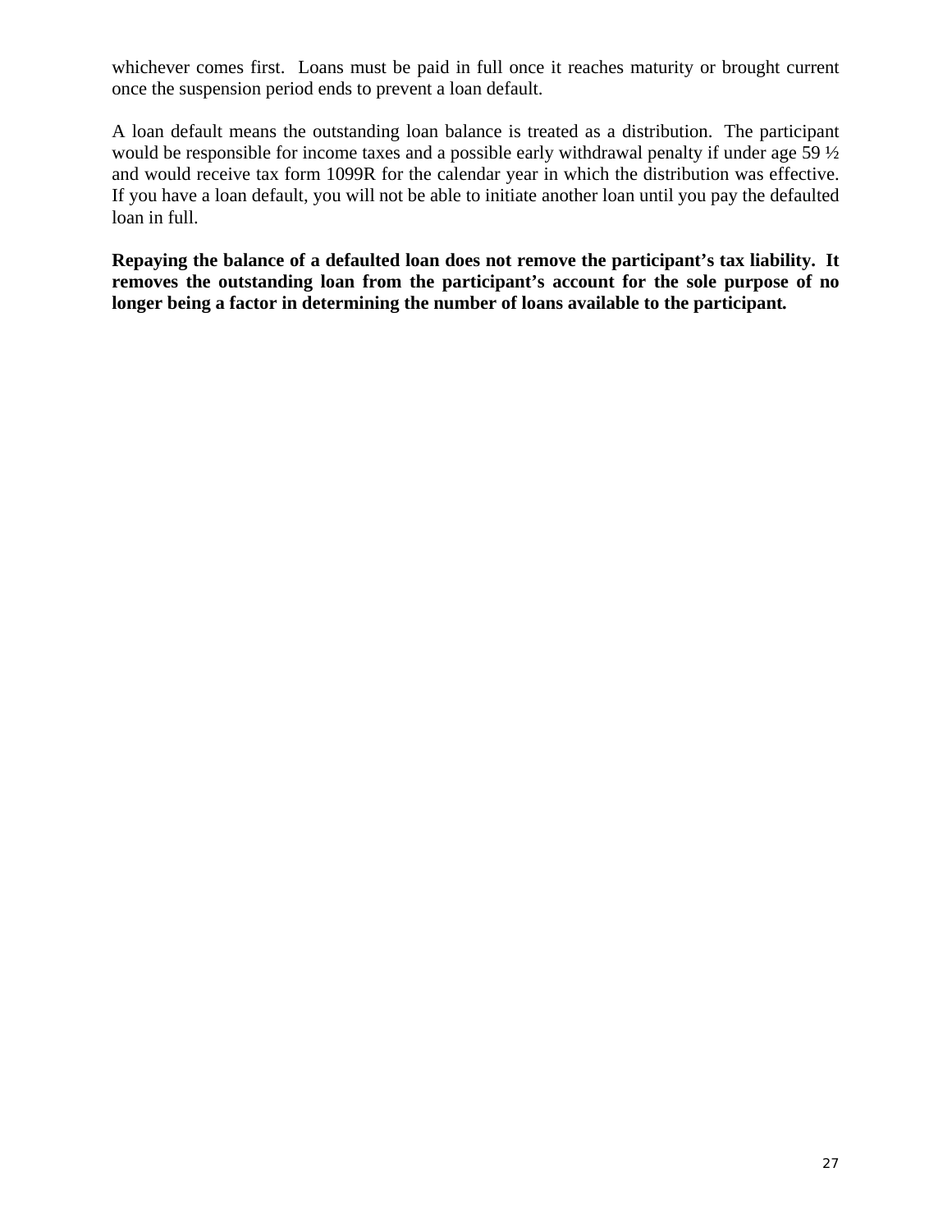whichever comes first. Loans must be paid in full once it reaches maturity or brought current once the suspension period ends to prevent a loan default.

A loan default means the outstanding loan balance is treated as a distribution. The participant would be responsible for income taxes and a possible early withdrawal penalty if under age 59 ½ and would receive tax form 1099R for the calendar year in which the distribution was effective. If you have a loan default, you will not be able to initiate another loan until you pay the defaulted loan in full.

**Repaying the balance of a defaulted loan does not remove the participant's tax liability. It removes the outstanding loan from the participant's account for the sole purpose of no longer being a factor in determining the number of loans available to the participant.**